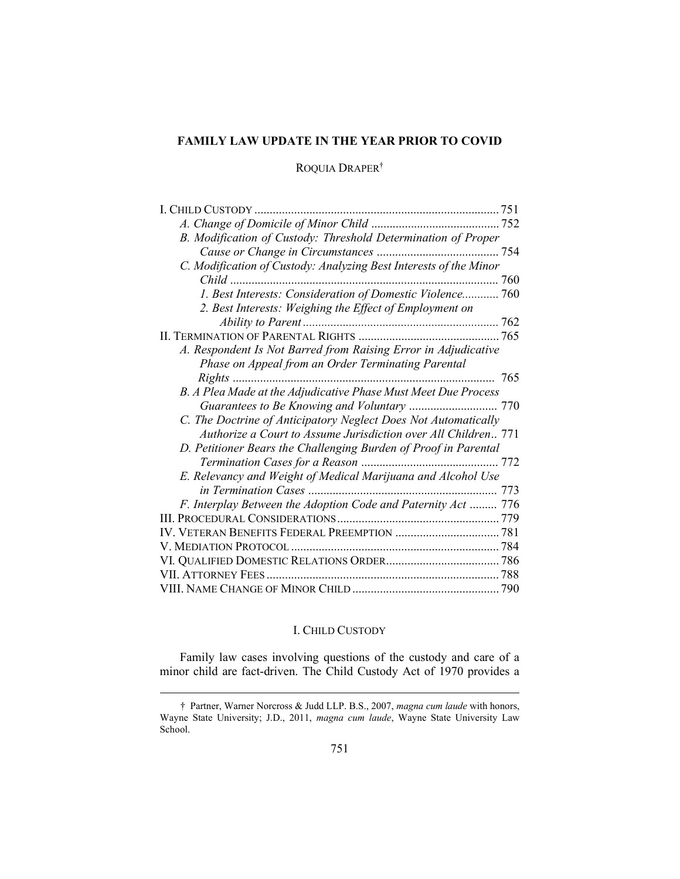# FAMILY LAW UPDATE IN THE YEAR PRIOR TO COVID

ROQUIA DRAPER†

I. CHILD CUSTODY ... 751
*A. Change of Domicile of Minor Child* ... 752
*B. Modification of Custody: Threshold Determination of Proper Cause or Change in Circumstances* ... 754
*C. Modification of Custody: Analyzing Best Interests of the Minor Child* ... 760
*1. Best Interests: Consideration of Domestic Violence* ... 760
*2. Best Interests: Weighing the Effect of Employment on Ability to Parent* ... 762
II. TERMINATION OF PARENTAL RIGHTS ... 765
*A. Respondent Is Not Barred from Raising Error in Adjudicative Phase on Appeal from an Order Terminating Parental Rights* ... 765
*B. A Plea Made at the Adjudicative Phase Must Meet Due Process Guarantees to Be Knowing and Voluntary* ... 770
*C. The Doctrine of Anticipatory Neglect Does Not Automatically Authorize a Court to Assume Jurisdiction over All Children* .. 771
*D. Petitioner Bears the Challenging Burden of Proof in Parental Termination Cases for a Reason* ... 772
*E. Relevancy and Weight of Medical Marijuana and Alcohol Use in Termination Cases* ... 773
*F. Interplay Between the Adoption Code and Paternity Act* ... 776
III. PROCEDURAL CONSIDERATIONS ... 779
IV. VETERAN BENEFITS FEDERAL PREEMPTION ... 781
V. MEDIATION PROTOCOL ... 784
VI. QUALIFIED DOMESTIC RELATIONS ORDER ... 786
VII. ATTORNEY FEES ... 788
VIII. NAME CHANGE OF MINOR CHILD ... 790

## I. CHILD CUSTODY

Family law cases involving questions of the custody and care of a minor child are fact-driven. The Child Custody Act of 1970 provides a

---

† Partner, Warner Norcross & Judd LLP. B.S., 2007, *magna cum laude* with honors, Wayne State University; J.D., 2011, *magna cum laude*, Wayne State University Law School.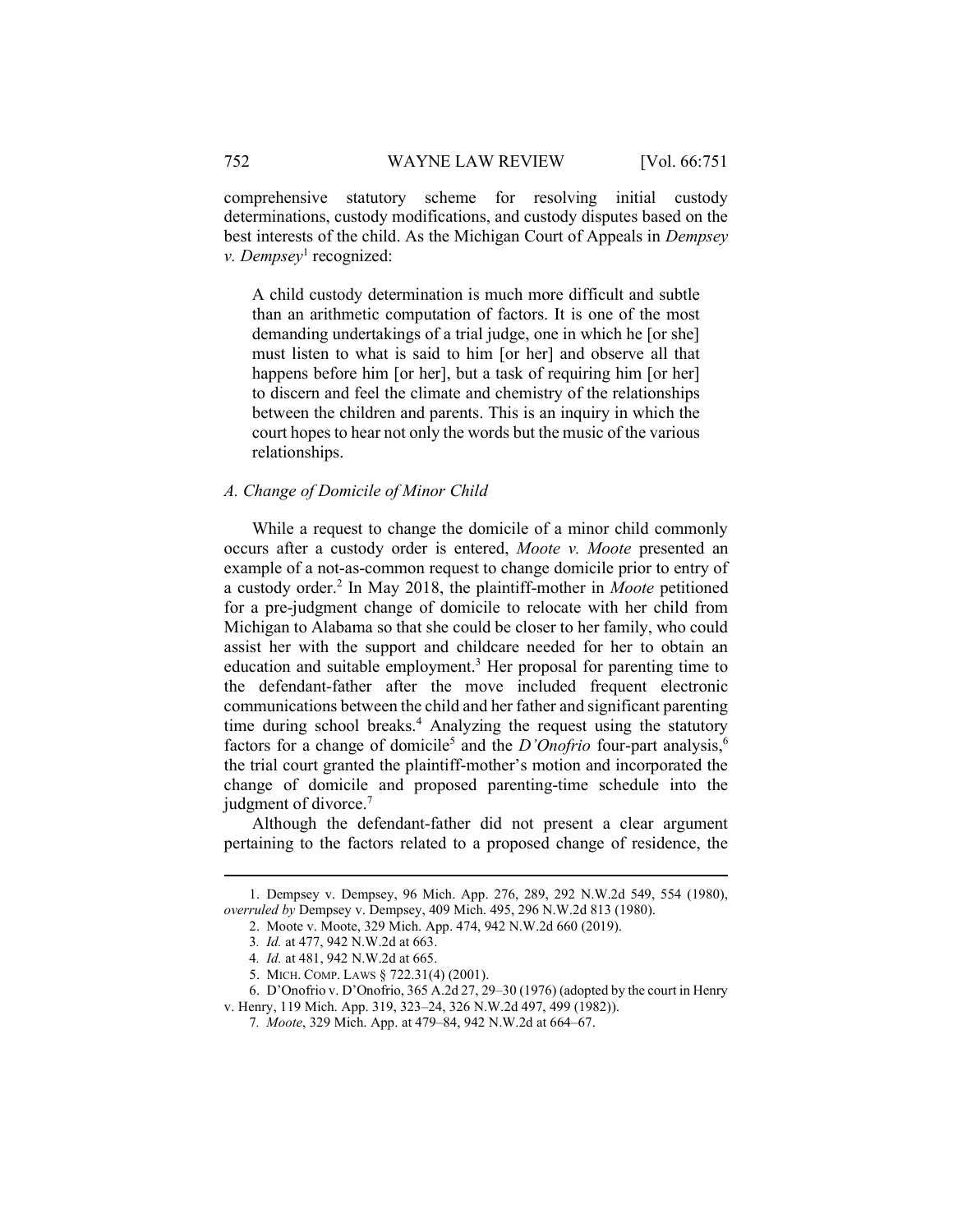comprehensive statutory scheme for resolving initial custody determinations, custody modifications, and custody disputes based on the best interests of the child. As the Michigan Court of Appeals in *Dempsey v. Dempsey*[1] recognized:

> A child custody determination is much more difficult and subtle than an arithmetic computation of factors. It is one of the most demanding undertakings of a trial judge, one in which he [or she] must listen to what is said to him [or her] and observe all that happens before him [or her], but a task of requiring him [or her] to discern and feel the climate and chemistry of the relationships between the children and parents. This is an inquiry in which the court hopes to hear not only the words but the music of the various relationships.

### *A. Change of Domicile of Minor Child*

While a request to change the domicile of a minor child commonly occurs after a custody order is entered, *Moote v. Moote* presented an example of a not-as-common request to change domicile prior to entry of a custody order.[2] In May 2018, the plaintiff-mother in *Moote* petitioned for a pre-judgment change of domicile to relocate with her child from Michigan to Alabama so that she could be closer to her family, who could assist her with the support and childcare needed for her to obtain an education and suitable employment.[3] Her proposal for parenting time to the defendant-father after the move included frequent electronic communications between the child and her father and significant parenting time during school breaks.[4] Analyzing the request using the statutory factors for a change of domicile[5] and the *D'Onofrio* four-part analysis,[6] the trial court granted the plaintiff-mother's motion and incorporated the change of domicile and proposed parenting-time schedule into the judgment of divorce.[7]

Although the defendant-father did not present a clear argument pertaining to the factors related to a proposed change of residence, the

---

1. Dempsey v. Dempsey, 96 Mich. App. 276, 289, 292 N.W.2d 549, 554 (1980), *overruled by* Dempsey v. Dempsey, 409 Mich. 495, 296 N.W.2d 813 (1980).
2. Moote v. Moote, 329 Mich. App. 474, 942 N.W.2d 660 (2019).
3. *Id.* at 477, 942 N.W.2d at 663.
4. *Id.* at 481, 942 N.W.2d at 665.
5. MICH. COMP. LAWS § 722.31(4) (2001).
6. D'Onofrio v. D'Onofrio, 365 A.2d 27, 29–30 (1976) (adopted by the court in Henry v. Henry, 119 Mich. App. 319, 323–24, 326 N.W.2d 497, 499 (1982)).
7. *Moote*, 329 Mich. App. at 479–84, 942 N.W.2d at 664–67.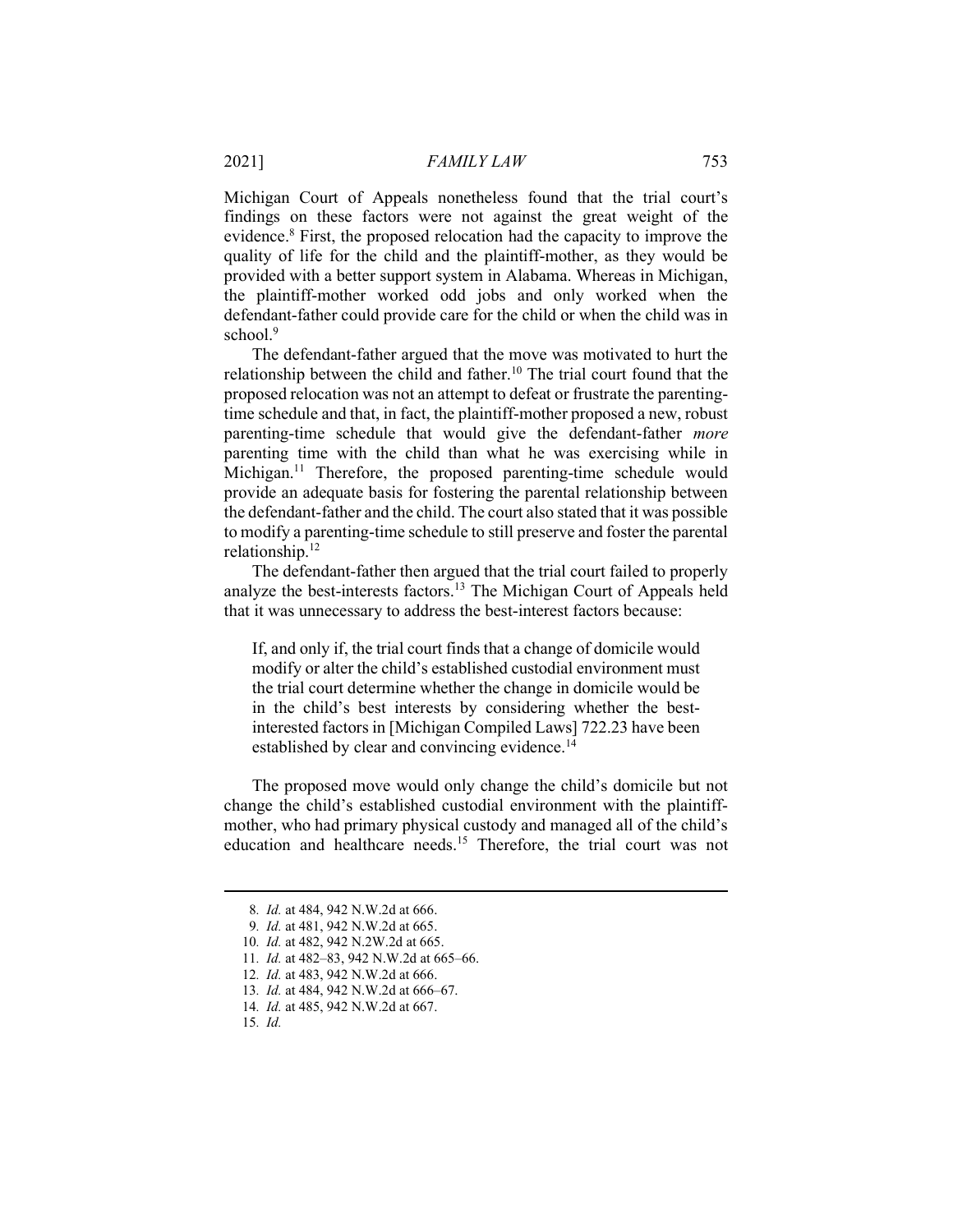Michigan Court of Appeals nonetheless found that the trial court's findings on these factors were not against the great weight of the evidence.[8] First, the proposed relocation had the capacity to improve the quality of life for the child and the plaintiff-mother, as they would be provided with a better support system in Alabama. Whereas in Michigan, the plaintiff-mother worked odd jobs and only worked when the defendant-father could provide care for the child or when the child was in school.[9]

The defendant-father argued that the move was motivated to hurt the relationship between the child and father.[10] The trial court found that the proposed relocation was not an attempt to defeat or frustrate the parenting-time schedule and that, in fact, the plaintiff-mother proposed a new, robust parenting-time schedule that would give the defendant-father *more* parenting time with the child than what he was exercising while in Michigan.[11] Therefore, the proposed parenting-time schedule would provide an adequate basis for fostering the parental relationship between the defendant-father and the child. The court also stated that it was possible to modify a parenting-time schedule to still preserve and foster the parental relationship.[12]

The defendant-father then argued that the trial court failed to properly analyze the best-interests factors.[13] The Michigan Court of Appeals held that it was unnecessary to address the best-interest factors because:

> If, and only if, the trial court finds that a change of domicile would modify or alter the child's established custodial environment must the trial court determine whether the change in domicile would be in the child's best interests by considering whether the best-interested factors in [Michigan Compiled Laws] 722.23 have been established by clear and convincing evidence.[14]

The proposed move would only change the child's domicile but not change the child's established custodial environment with the plaintiff-mother, who had primary physical custody and managed all of the child's education and healthcare needs.[15] Therefore, the trial court was not

8. *Id.* at 484, 942 N.W.2d at 666.
9. *Id.* at 481, 942 N.W.2d at 665.
10. *Id.* at 482, 942 N.2W.2d at 665.
11. *Id.* at 482–83, 942 N.W.2d at 665–66.
12. *Id.* at 483, 942 N.W.2d at 666.
13. *Id.* at 484, 942 N.W.2d at 666–67.
14. *Id.* at 485, 942 N.W.2d at 667.
15. *Id.*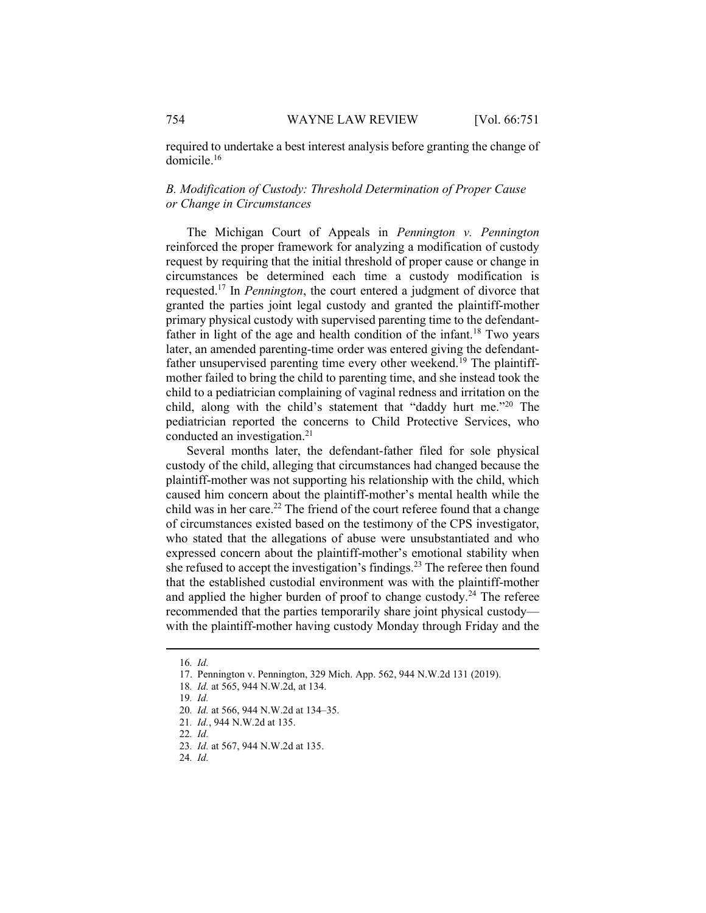required to undertake a best interest analysis before granting the change of domicile.[16]

### *B. Modification of Custody: Threshold Determination of Proper Cause or Change in Circumstances*

The Michigan Court of Appeals in *Pennington v. Pennington* reinforced the proper framework for analyzing a modification of custody request by requiring that the initial threshold of proper cause or change in circumstances be determined each time a custody modification is requested.[17] In *Pennington*, the court entered a judgment of divorce that granted the parties joint legal custody and granted the plaintiff-mother primary physical custody with supervised parenting time to the defendant-father in light of the age and health condition of the infant.[18] Two years later, an amended parenting-time order was entered giving the defendant-father unsupervised parenting time every other weekend.[19] The plaintiff-mother failed to bring the child to parenting time, and she instead took the child to a pediatrician complaining of vaginal redness and irritation on the child, along with the child's statement that "daddy hurt me."[20] The pediatrician reported the concerns to Child Protective Services, who conducted an investigation.[21]

Several months later, the defendant-father filed for sole physical custody of the child, alleging that circumstances had changed because the plaintiff-mother was not supporting his relationship with the child, which caused him concern about the plaintiff-mother's mental health while the child was in her care.[22] The friend of the court referee found that a change of circumstances existed based on the testimony of the CPS investigator, who stated that the allegations of abuse were unsubstantiated and who expressed concern about the plaintiff-mother's emotional stability when she refused to accept the investigation's findings.[23] The referee then found that the established custodial environment was with the plaintiff-mother and applied the higher burden of proof to change custody.[24] The referee recommended that the parties temporarily share joint physical custody—with the plaintiff-mother having custody Monday through Friday and the

---

16. *Id.*
17. Pennington v. Pennington, 329 Mich. App. 562, 944 N.W.2d 131 (2019).
18. *Id.* at 565, 944 N.W.2d, at 134.
19. *Id.*
20. *Id.* at 566, 944 N.W.2d at 134–35.
21. *Id.*, 944 N.W.2d at 135.
22. *Id.*
23. *Id.* at 567, 944 N.W.2d at 135.
24. *Id.*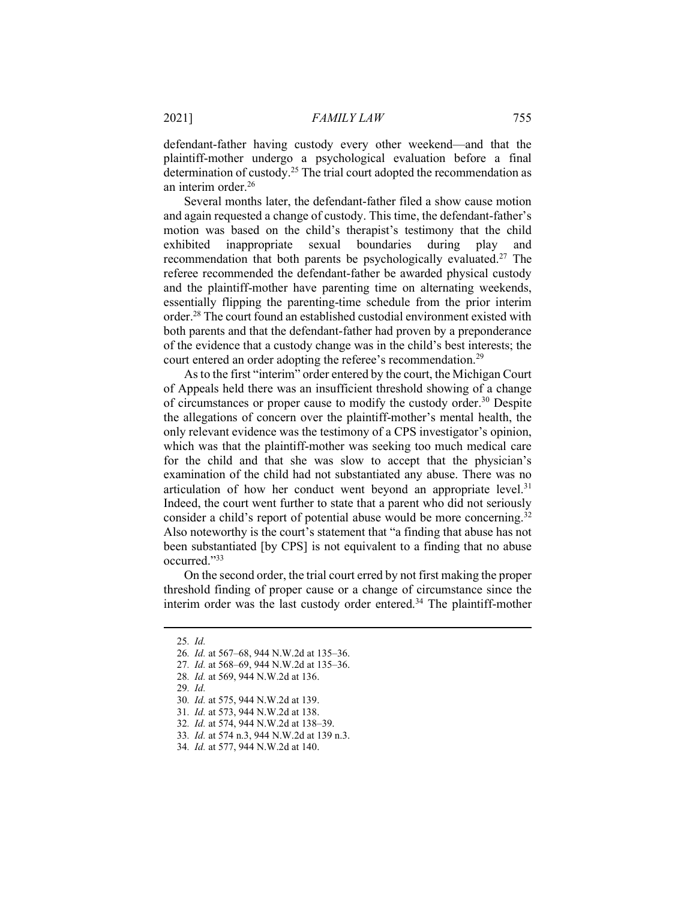defendant-father having custody every other weekend—and that the plaintiff-mother undergo a psychological evaluation before a final determination of custody.[25] The trial court adopted the recommendation as an interim order.[26]

Several months later, the defendant-father filed a show cause motion and again requested a change of custody. This time, the defendant-father's motion was based on the child's therapist's testimony that the child exhibited inappropriate sexual boundaries during play and recommendation that both parents be psychologically evaluated.[27] The referee recommended the defendant-father be awarded physical custody and the plaintiff-mother have parenting time on alternating weekends, essentially flipping the parenting-time schedule from the prior interim order.[28] The court found an established custodial environment existed with both parents and that the defendant-father had proven by a preponderance of the evidence that a custody change was in the child's best interests; the court entered an order adopting the referee's recommendation.[29]

As to the first "interim" order entered by the court, the Michigan Court of Appeals held there was an insufficient threshold showing of a change of circumstances or proper cause to modify the custody order.[30] Despite the allegations of concern over the plaintiff-mother's mental health, the only relevant evidence was the testimony of a CPS investigator's opinion, which was that the plaintiff-mother was seeking too much medical care for the child and that she was slow to accept that the physician's examination of the child had not substantiated any abuse. There was no articulation of how her conduct went beyond an appropriate level.[31] Indeed, the court went further to state that a parent who did not seriously consider a child's report of potential abuse would be more concerning.[32] Also noteworthy is the court's statement that "a finding that abuse has not been substantiated [by CPS] is not equivalent to a finding that no abuse occurred."[33]

On the second order, the trial court erred by not first making the proper threshold finding of proper cause or a change of circumstance since the interim order was the last custody order entered.[34] The plaintiff-mother

---

25. *Id.*
26. *Id.* at 567–68, 944 N.W.2d at 135–36.
27. *Id.* at 568–69, 944 N.W.2d at 135–36.
28. *Id.* at 569, 944 N.W.2d at 136.
29. *Id.*
30. *Id.* at 575, 944 N.W.2d at 139.
31. *Id.* at 573, 944 N.W.2d at 138.
32. *Id.* at 574, 944 N.W.2d at 138–39.
33. *Id.* at 574 n.3, 944 N.W.2d at 139 n.3.
34. *Id.* at 577, 944 N.W.2d at 140.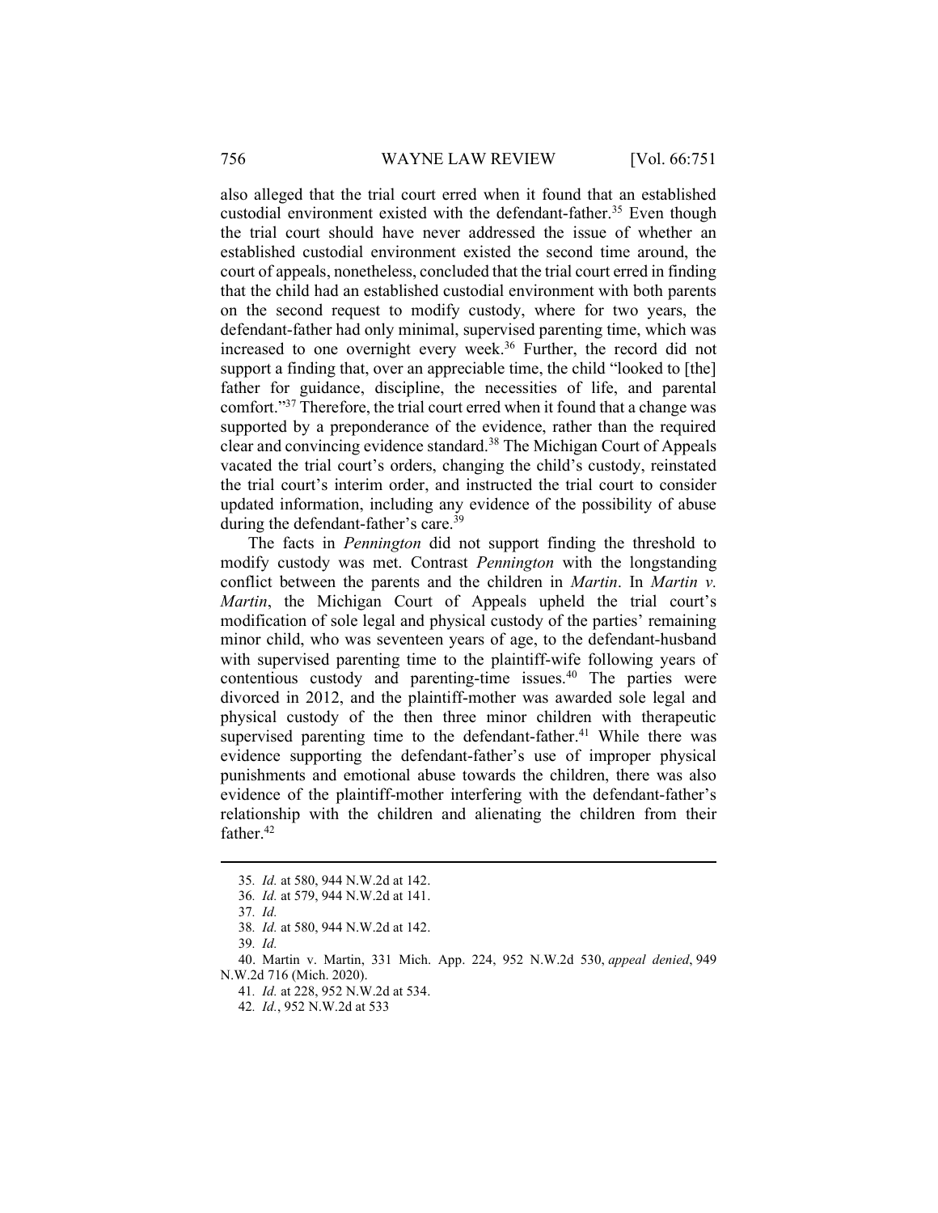also alleged that the trial court erred when it found that an established custodial environment existed with the defendant-father.[35] Even though the trial court should have never addressed the issue of whether an established custodial environment existed the second time around, the court of appeals, nonetheless, concluded that the trial court erred in finding that the child had an established custodial environment with both parents on the second request to modify custody, where for two years, the defendant-father had only minimal, supervised parenting time, which was increased to one overnight every week.[36] Further, the record did not support a finding that, over an appreciable time, the child "looked to [the] father for guidance, discipline, the necessities of life, and parental comfort."[37] Therefore, the trial court erred when it found that a change was supported by a preponderance of the evidence, rather than the required clear and convincing evidence standard.[38] The Michigan Court of Appeals vacated the trial court's orders, changing the child's custody, reinstated the trial court's interim order, and instructed the trial court to consider updated information, including any evidence of the possibility of abuse during the defendant-father's care.[39]

The facts in *Pennington* did not support finding the threshold to modify custody was met. Contrast *Pennington* with the longstanding conflict between the parents and the children in *Martin*. In *Martin v. Martin*, the Michigan Court of Appeals upheld the trial court's modification of sole legal and physical custody of the parties' remaining minor child, who was seventeen years of age, to the defendant-husband with supervised parenting time to the plaintiff-wife following years of contentious custody and parenting-time issues.[40] The parties were divorced in 2012, and the plaintiff-mother was awarded sole legal and physical custody of the then three minor children with therapeutic supervised parenting time to the defendant-father.[41] While there was evidence supporting the defendant-father's use of improper physical punishments and emotional abuse towards the children, there was also evidence of the plaintiff-mother interfering with the defendant-father's relationship with the children and alienating the children from their father.[42]

---

35. *Id.* at 580, 944 N.W.2d at 142.
36. *Id.* at 579, 944 N.W.2d at 141.
37. *Id.*
38. *Id.* at 580, 944 N.W.2d at 142.
39. *Id.*
40. Martin v. Martin, 331 Mich. App. 224, 952 N.W.2d 530, *appeal denied*, 949 N.W.2d 716 (Mich. 2020).
41. *Id.* at 228, 952 N.W.2d at 534.
42. *Id.*, 952 N.W.2d at 533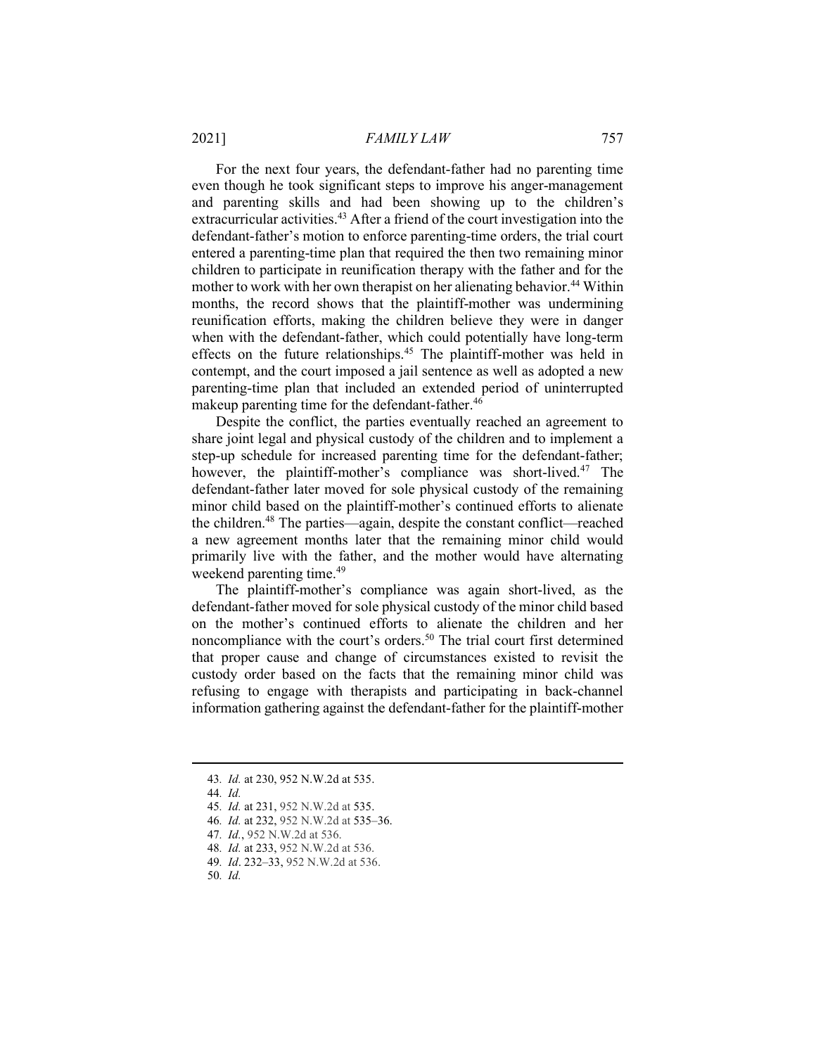For the next four years, the defendant-father had no parenting time even though he took significant steps to improve his anger-management and parenting skills and had been showing up to the children's extracurricular activities.[43] After a friend of the court investigation into the defendant-father's motion to enforce parenting-time orders, the trial court entered a parenting-time plan that required the then two remaining minor children to participate in reunification therapy with the father and for the mother to work with her own therapist on her alienating behavior.[44] Within months, the record shows that the plaintiff-mother was undermining reunification efforts, making the children believe they were in danger when with the defendant-father, which could potentially have long-term effects on the future relationships.[45] The plaintiff-mother was held in contempt, and the court imposed a jail sentence as well as adopted a new parenting-time plan that included an extended period of uninterrupted makeup parenting time for the defendant-father.[46]

Despite the conflict, the parties eventually reached an agreement to share joint legal and physical custody of the children and to implement a step-up schedule for increased parenting time for the defendant-father; however, the plaintiff-mother's compliance was short-lived.[47] The defendant-father later moved for sole physical custody of the remaining minor child based on the plaintiff-mother's continued efforts to alienate the children.[48] The parties—again, despite the constant conflict—reached a new agreement months later that the remaining minor child would primarily live with the father, and the mother would have alternating weekend parenting time.[49]

The plaintiff-mother's compliance was again short-lived, as the defendant-father moved for sole physical custody of the minor child based on the mother's continued efforts to alienate the children and her noncompliance with the court's orders.[50] The trial court first determined that proper cause and change of circumstances existed to revisit the custody order based on the facts that the remaining minor child was refusing to engage with therapists and participating in back-channel information gathering against the defendant-father for the plaintiff-mother

---

43. *Id.* at 230, 952 N.W.2d at 535.

44. *Id.*

45. *Id.* at 231, 952 N.W.2d at 535.

46. *Id.* at 232, 952 N.W.2d at 535–36.

47. *Id.*, 952 N.W.2d at 536.

48. *Id.* at 233, 952 N.W.2d at 536.

49. *Id*. 232–33, 952 N.W.2d at 536.

50. *Id.*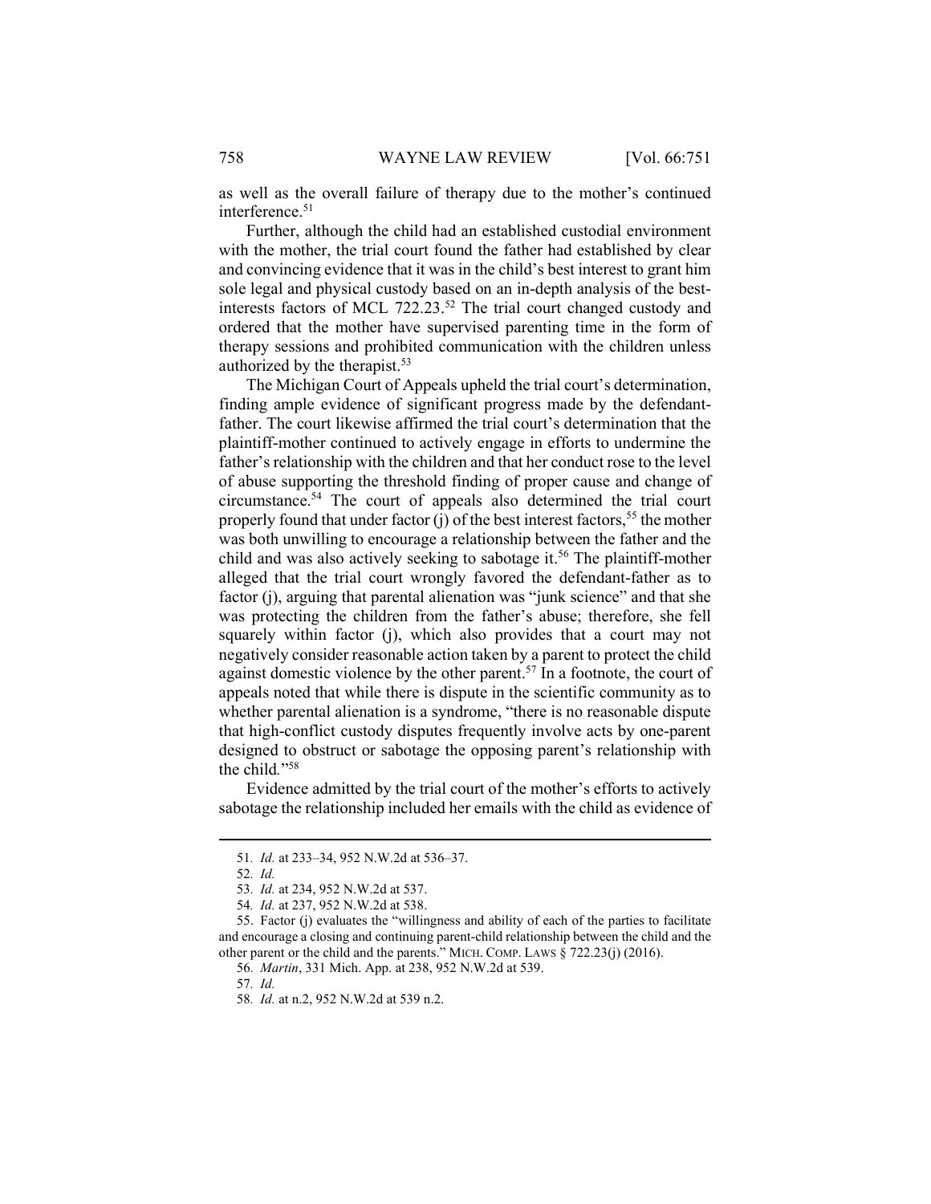as well as the overall failure of therapy due to the mother's continued interference.[51]

Further, although the child had an established custodial environment with the mother, the trial court found the father had established by clear and convincing evidence that it was in the child's best interest to grant him sole legal and physical custody based on an in-depth analysis of the best-interests factors of MCL 722.23.[52] The trial court changed custody and ordered that the mother have supervised parenting time in the form of therapy sessions and prohibited communication with the children unless authorized by the therapist.[53]

The Michigan Court of Appeals upheld the trial court's determination, finding ample evidence of significant progress made by the defendant-father. The court likewise affirmed the trial court's determination that the plaintiff-mother continued to actively engage in efforts to undermine the father's relationship with the children and that her conduct rose to the level of abuse supporting the threshold finding of proper cause and change of circumstance.[54] The court of appeals also determined the trial court properly found that under factor (j) of the best interest factors,[55] the mother was both unwilling to encourage a relationship between the father and the child and was also actively seeking to sabotage it.[56] The plaintiff-mother alleged that the trial court wrongly favored the defendant-father as to factor (j), arguing that parental alienation was "junk science" and that she was protecting the children from the father's abuse; therefore, she fell squarely within factor (j), which also provides that a court may not negatively consider reasonable action taken by a parent to protect the child against domestic violence by the other parent.[57] In a footnote, the court of appeals noted that while there is dispute in the scientific community as to whether parental alienation is a syndrome, "there is no reasonable dispute that high-conflict custody disputes frequently involve acts by one-parent designed to obstruct or sabotage the opposing parent's relationship with the child."[58]

Evidence admitted by the trial court of the mother's efforts to actively sabotage the relationship included her emails with the child as evidence of

---

51. *Id.* at 233–34, 952 N.W.2d at 536–37.

52. *Id.*

53. *Id.* at 234, 952 N.W.2d at 537.

54. *Id.* at 237, 952 N.W.2d at 538.

55. Factor (j) evaluates the "willingness and ability of each of the parties to facilitate and encourage a closing and continuing parent-child relationship between the child and the other parent or the child and the parents." MICH. COMP. LAWS § 722.23(j) (2016).

56. *Martin*, 331 Mich. App. at 238, 952 N.W.2d at 539.

57. *Id.*

58. *Id.* at n.2, 952 N.W.2d at 539 n.2.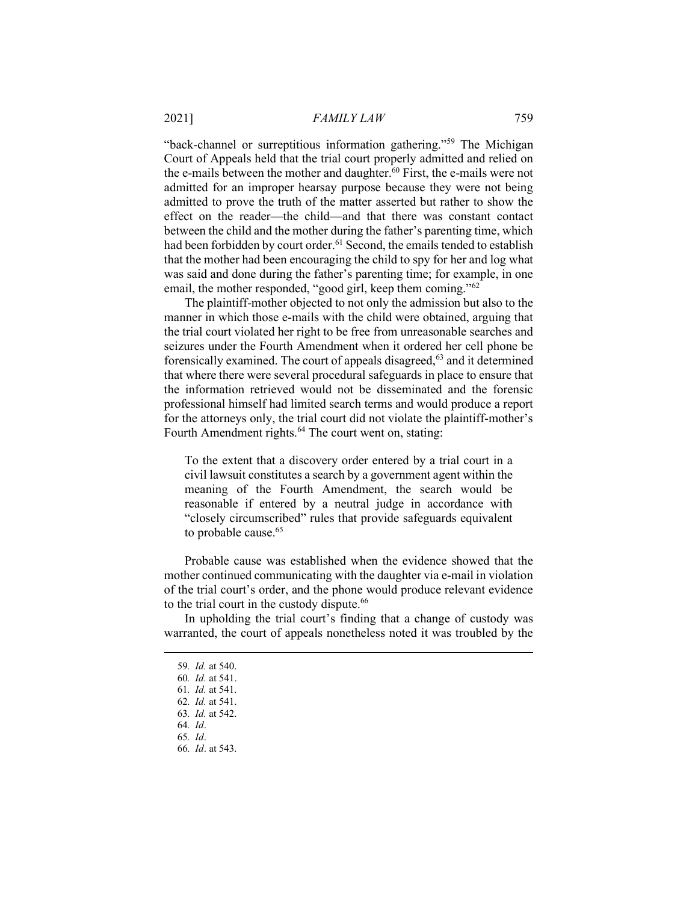"back-channel or surreptitious information gathering."[59] The Michigan Court of Appeals held that the trial court properly admitted and relied on the e-mails between the mother and daughter.[60] First, the e-mails were not admitted for an improper hearsay purpose because they were not being admitted to prove the truth of the matter asserted but rather to show the effect on the reader—the child—and that there was constant contact between the child and the mother during the father's parenting time, which had been forbidden by court order.[61] Second, the emails tended to establish that the mother had been encouraging the child to spy for her and log what was said and done during the father's parenting time; for example, in one email, the mother responded, "good girl, keep them coming."[62]

The plaintiff-mother objected to not only the admission but also to the manner in which those e-mails with the child were obtained, arguing that the trial court violated her right to be free from unreasonable searches and seizures under the Fourth Amendment when it ordered her cell phone be forensically examined. The court of appeals disagreed,[63] and it determined that where there were several procedural safeguards in place to ensure that the information retrieved would not be disseminated and the forensic professional himself had limited search terms and would produce a report for the attorneys only, the trial court did not violate the plaintiff-mother's Fourth Amendment rights.[64] The court went on, stating:

> To the extent that a discovery order entered by a trial court in a civil lawsuit constitutes a search by a government agent within the meaning of the Fourth Amendment, the search would be reasonable if entered by a neutral judge in accordance with "closely circumscribed" rules that provide safeguards equivalent to probable cause.[65]

Probable cause was established when the evidence showed that the mother continued communicating with the daughter via e-mail in violation of the trial court's order, and the phone would produce relevant evidence to the trial court in the custody dispute.[66]

In upholding the trial court's finding that a change of custody was warranted, the court of appeals nonetheless noted it was troubled by the

---

59. *Id.* at 540.
60. *Id.* at 541.
61. *Id.* at 541.
62. *Id.* at 541.
63. *Id.* at 542.
64. *Id*.
65. *Id*.
66. *Id*. at 543.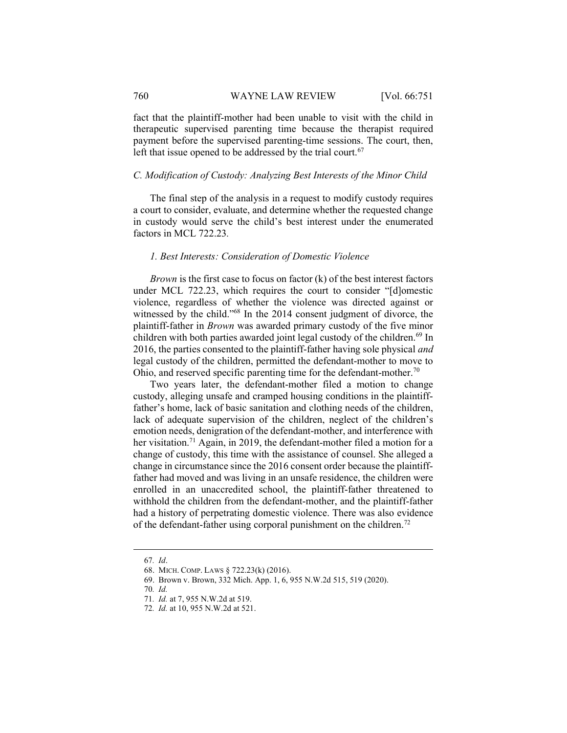fact that the plaintiff-mother had been unable to visit with the child in therapeutic supervised parenting time because the therapist required payment before the supervised parenting-time sessions. The court, then, left that issue opened to be addressed by the trial court.[67]

### *C. Modification of Custody: Analyzing Best Interests of the Minor Child*

The final step of the analysis in a request to modify custody requires a court to consider, evaluate, and determine whether the requested change in custody would serve the child's best interest under the enumerated factors in MCL 722.23.

#### *1. Best Interests: Consideration of Domestic Violence*

*Brown* is the first case to focus on factor (k) of the best interest factors under MCL 722.23, which requires the court to consider "[d]omestic violence, regardless of whether the violence was directed against or witnessed by the child."[68] In the 2014 consent judgment of divorce, the plaintiff-father in *Brown* was awarded primary custody of the five minor children with both parties awarded joint legal custody of the children.[69] In 2016, the parties consented to the plaintiff-father having sole physical *and* legal custody of the children, permitted the defendant-mother to move to Ohio, and reserved specific parenting time for the defendant-mother.[70]

Two years later, the defendant-mother filed a motion to change custody, alleging unsafe and cramped housing conditions in the plaintiff-father's home, lack of basic sanitation and clothing needs of the children, lack of adequate supervision of the children, neglect of the children's emotion needs, denigration of the defendant-mother, and interference with her visitation.[71] Again, in 2019, the defendant-mother filed a motion for a change of custody, this time with the assistance of counsel. She alleged a change in circumstance since the 2016 consent order because the plaintiff-father had moved and was living in an unsafe residence, the children were enrolled in an unaccredited school, the plaintiff-father threatened to withhold the children from the defendant-mother, and the plaintiff-father had a history of perpetrating domestic violence. There was also evidence of the defendant-father using corporal punishment on the children.[72]

---

67. *Id*.
68. MICH. COMP. LAWS § 722.23(k) (2016).
69. Brown v. Brown, 332 Mich. App. 1, 6, 955 N.W.2d 515, 519 (2020).
70. *Id.*
71. *Id.* at 7, 955 N.W.2d at 519.
72. *Id.* at 10, 955 N.W.2d at 521.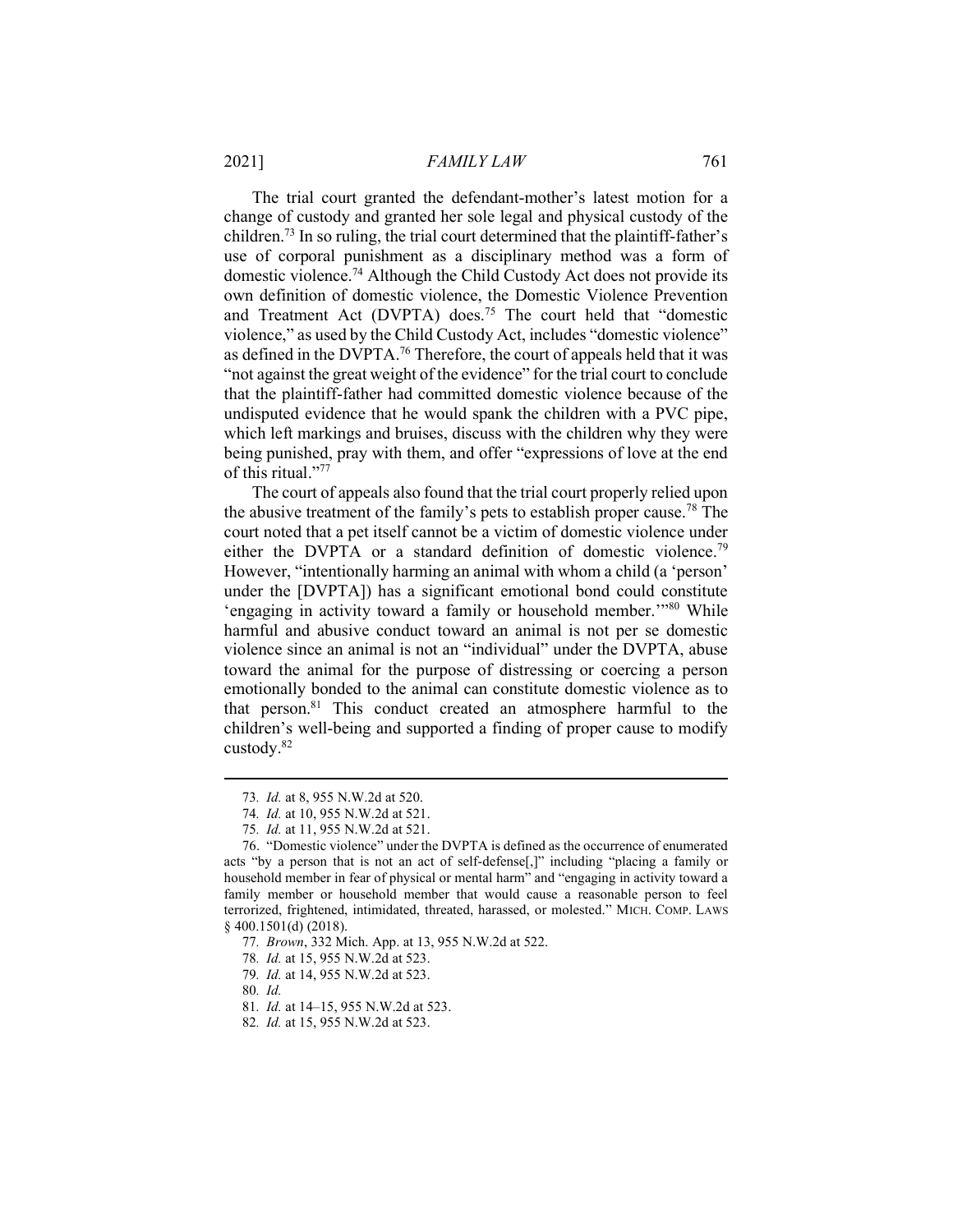The trial court granted the defendant-mother's latest motion for a change of custody and granted her sole legal and physical custody of the children.[73] In so ruling, the trial court determined that the plaintiff-father's use of corporal punishment as a disciplinary method was a form of domestic violence.[74] Although the Child Custody Act does not provide its own definition of domestic violence, the Domestic Violence Prevention and Treatment Act (DVPTA) does.[75] The court held that "domestic violence," as used by the Child Custody Act, includes "domestic violence" as defined in the DVPTA.[76] Therefore, the court of appeals held that it was "not against the great weight of the evidence" for the trial court to conclude that the plaintiff-father had committed domestic violence because of the undisputed evidence that he would spank the children with a PVC pipe, which left markings and bruises, discuss with the children why they were being punished, pray with them, and offer "expressions of love at the end of this ritual."[77]

The court of appeals also found that the trial court properly relied upon the abusive treatment of the family's pets to establish proper cause.[78] The court noted that a pet itself cannot be a victim of domestic violence under either the DVPTA or a standard definition of domestic violence.[79] However, "intentionally harming an animal with whom a child (a 'person' under the [DVPTA]) has a significant emotional bond could constitute 'engaging in activity toward a family or household member.'"[80] While harmful and abusive conduct toward an animal is not per se domestic violence since an animal is not an "individual" under the DVPTA, abuse toward the animal for the purpose of distressing or coercing a person emotionally bonded to the animal can constitute domestic violence as to that person.[81] This conduct created an atmosphere harmful to the children's well-being and supported a finding of proper cause to modify custody.[82]

---

73. *Id.* at 8, 955 N.W.2d at 520.

74. *Id.* at 10, 955 N.W.2d at 521.

75. *Id.* at 11, 955 N.W.2d at 521.

76. "Domestic violence" under the DVPTA is defined as the occurrence of enumerated acts "by a person that is not an act of self-defense[,]" including "placing a family or household member in fear of physical or mental harm" and "engaging in activity toward a family member or household member that would cause a reasonable person to feel terrorized, frightened, intimidated, threated, harassed, or molested." MICH. COMP. LAWS § 400.1501(d) (2018).

77. *Brown*, 332 Mich. App. at 13, 955 N.W.2d at 522.

78. *Id.* at 15, 955 N.W.2d at 523.

79. *Id.* at 14, 955 N.W.2d at 523.

80. *Id.*

81. *Id.* at 14–15, 955 N.W.2d at 523.

82. *Id.* at 15, 955 N.W.2d at 523.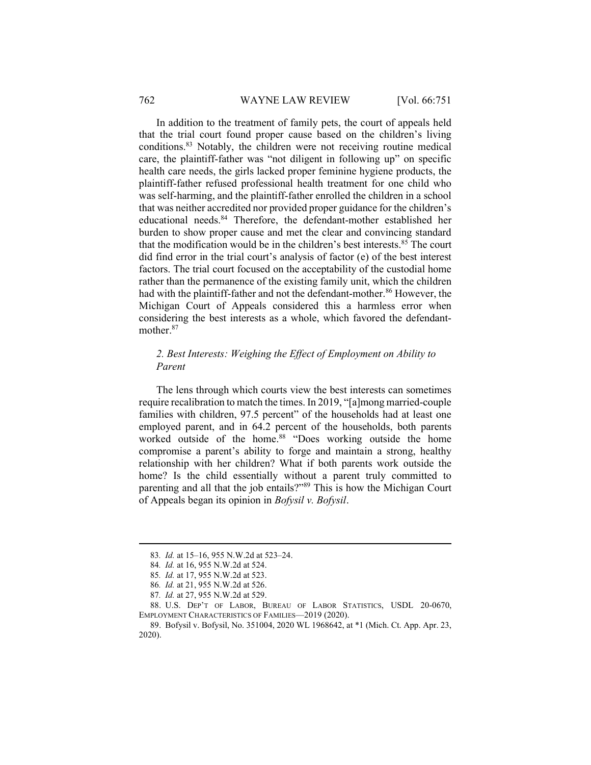In addition to the treatment of family pets, the court of appeals held that the trial court found proper cause based on the children's living conditions.[83] Notably, the children were not receiving routine medical care, the plaintiff-father was "not diligent in following up" on specific health care needs, the girls lacked proper feminine hygiene products, the plaintiff-father refused professional health treatment for one child who was self-harming, and the plaintiff-father enrolled the children in a school that was neither accredited nor provided proper guidance for the children's educational needs.[84] Therefore, the defendant-mother established her burden to show proper cause and met the clear and convincing standard that the modification would be in the children's best interests.[85] The court did find error in the trial court's analysis of factor (e) of the best interest factors. The trial court focused on the acceptability of the custodial home rather than the permanence of the existing family unit, which the children had with the plaintiff-father and not the defendant-mother.[86] However, the Michigan Court of Appeals considered this a harmless error when considering the best interests as a whole, which favored the defendant-mother.[87]

### *2. Best Interests: Weighing the Effect of Employment on Ability to Parent*

The lens through which courts view the best interests can sometimes require recalibration to match the times. In 2019, "[a]mong married-couple families with children, 97.5 percent" of the households had at least one employed parent, and in 64.2 percent of the households, both parents worked outside of the home.[88] "Does working outside the home compromise a parent's ability to forge and maintain a strong, healthy relationship with her children? What if both parents work outside the home? Is the child essentially without a parent truly committed to parenting and all that the job entails?"[89] This is how the Michigan Court of Appeals began its opinion in *Bofysil v. Bofysil*.

---

83. *Id.* at 15–16, 955 N.W.2d at 523–24.

84. *Id.* at 16, 955 N.W.2d at 524.

85. *Id.* at 17, 955 N.W.2d at 523.

86. *Id.* at 21, 955 N.W.2d at 526.

87. *Id.* at 27, 955 N.W.2d at 529.

88. U.S. DEP'T OF LABOR, BUREAU OF LABOR STATISTICS, USDL 20-0670, EMPLOYMENT CHARACTERISTICS OF FAMILIES—2019 (2020).

89. Bofysil v. Bofysil, No. 351004, 2020 WL 1968642, at *1 (Mich. Ct. App. Apr. 23, 2020).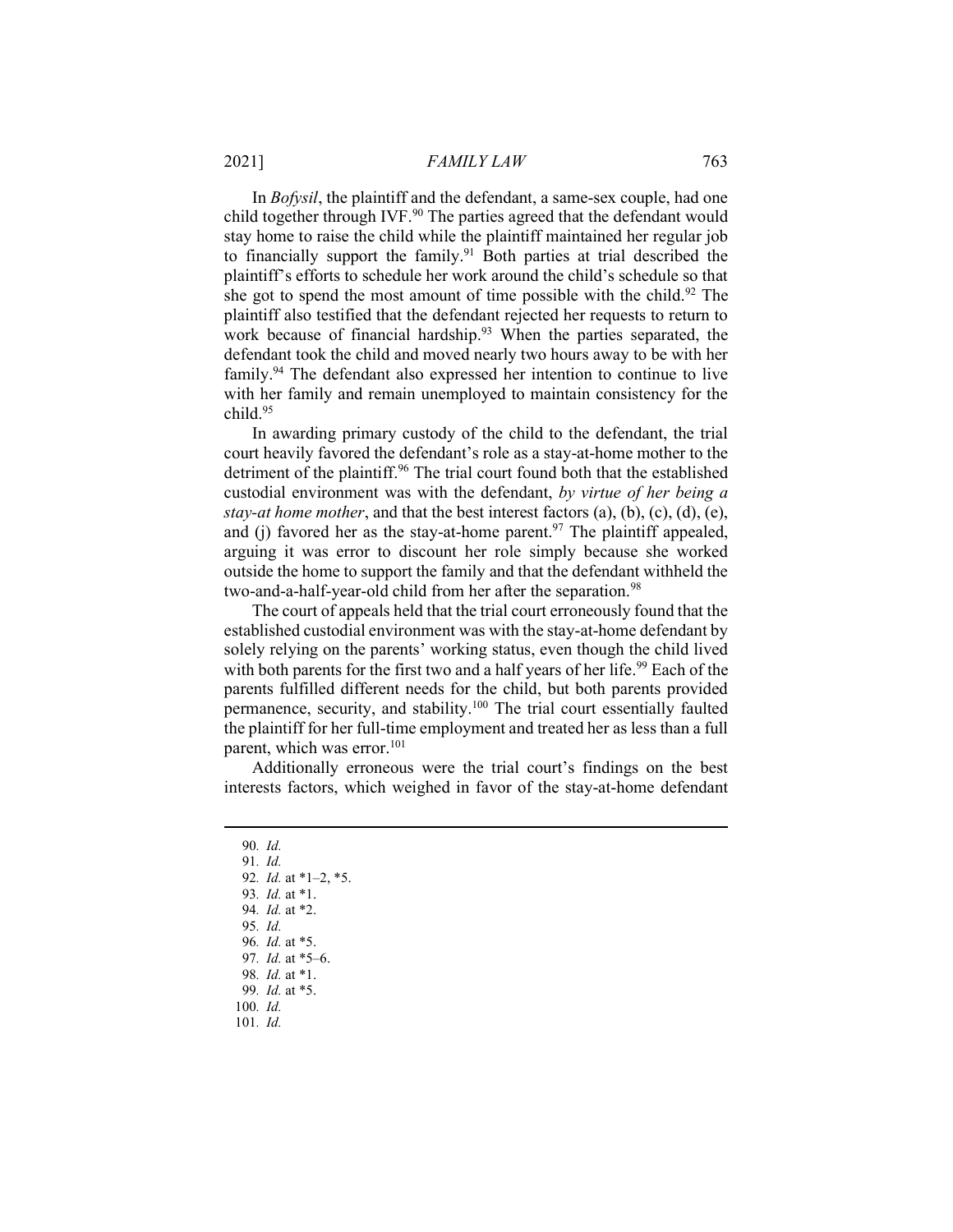In *Bofysil*, the plaintiff and the defendant, a same-sex couple, had one child together through IVF.[90] The parties agreed that the defendant would stay home to raise the child while the plaintiff maintained her regular job to financially support the family.[91] Both parties at trial described the plaintiff's efforts to schedule her work around the child's schedule so that she got to spend the most amount of time possible with the child.[92] The plaintiff also testified that the defendant rejected her requests to return to work because of financial hardship.[93] When the parties separated, the defendant took the child and moved nearly two hours away to be with her family.[94] The defendant also expressed her intention to continue to live with her family and remain unemployed to maintain consistency for the child.[95]

In awarding primary custody of the child to the defendant, the trial court heavily favored the defendant's role as a stay-at-home mother to the detriment of the plaintiff.[96] The trial court found both that the established custodial environment was with the defendant, *by virtue of her being a stay-at home mother*, and that the best interest factors (a), (b), (c), (d), (e), and (j) favored her as the stay-at-home parent.[97] The plaintiff appealed, arguing it was error to discount her role simply because she worked outside the home to support the family and that the defendant withheld the two-and-a-half-year-old child from her after the separation.[98]

The court of appeals held that the trial court erroneously found that the established custodial environment was with the stay-at-home defendant by solely relying on the parents' working status, even though the child lived with both parents for the first two and a half years of her life.[99] Each of the parents fulfilled different needs for the child, but both parents provided permanence, security, and stability.[100] The trial court essentially faulted the plaintiff for her full-time employment and treated her as less than a full parent, which was error.[101]

Additionally erroneous were the trial court's findings on the best interests factors, which weighed in favor of the stay-at-home defendant

90. *Id.*
91. *Id.*
92. *Id.* at *1–2, *5.
93. *Id.* at *1.
94. *Id.* at *2.
95. *Id.*
96. *Id.* at *5.
97. *Id.* at *5–6.
98. *Id.* at *1.
99. *Id.* at *5.
100. *Id.*
101. *Id.*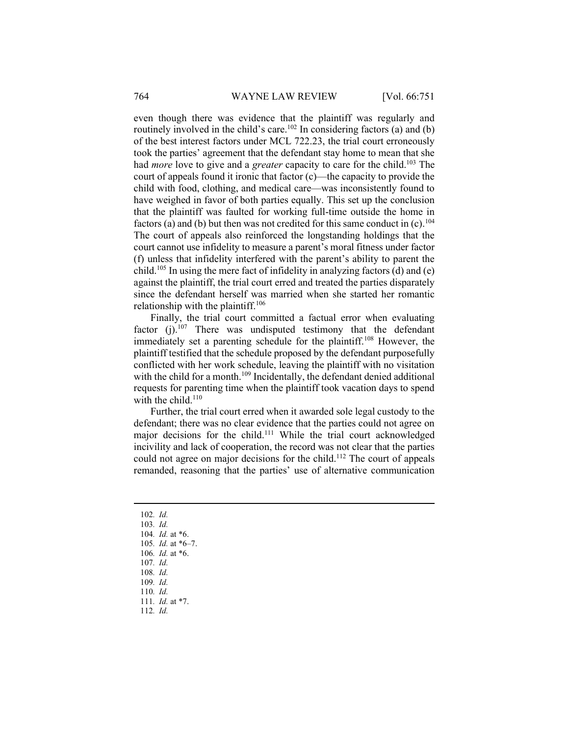even though there was evidence that the plaintiff was regularly and routinely involved in the child's care.[102] In considering factors (a) and (b) of the best interest factors under MCL 722.23, the trial court erroneously took the parties' agreement that the defendant stay home to mean that she had *more* love to give and a *greater* capacity to care for the child.[103] The court of appeals found it ironic that factor (c)—the capacity to provide the child with food, clothing, and medical care—was inconsistently found to have weighed in favor of both parties equally. This set up the conclusion that the plaintiff was faulted for working full-time outside the home in factors (a) and (b) but then was not credited for this same conduct in (c).[104] The court of appeals also reinforced the longstanding holdings that the court cannot use infidelity to measure a parent's moral fitness under factor (f) unless that infidelity interfered with the parent's ability to parent the child.[105] In using the mere fact of infidelity in analyzing factors (d) and (e) against the plaintiff, the trial court erred and treated the parties disparately since the defendant herself was married when she started her romantic relationship with the plaintiff.[106]

Finally, the trial court committed a factual error when evaluating factor (j).[107] There was undisputed testimony that the defendant immediately set a parenting schedule for the plaintiff.[108] However, the plaintiff testified that the schedule proposed by the defendant purposefully conflicted with her work schedule, leaving the plaintiff with no visitation with the child for a month.[109] Incidentally, the defendant denied additional requests for parenting time when the plaintiff took vacation days to spend with the child.[110]

Further, the trial court erred when it awarded sole legal custody to the defendant; there was no clear evidence that the parties could not agree on major decisions for the child.[111] While the trial court acknowledged incivility and lack of cooperation, the record was not clear that the parties could not agree on major decisions for the child.[112] The court of appeals remanded, reasoning that the parties' use of alternative communication

---

102. *Id.*
103. *Id.*
104. *Id.* at *6.
105. *Id.* at *6–7.
106. *Id.* at *6.
107. *Id.*
108. *Id.*
109. *Id.*
110. *Id.*
111. *Id.* at *7.
112. *Id.*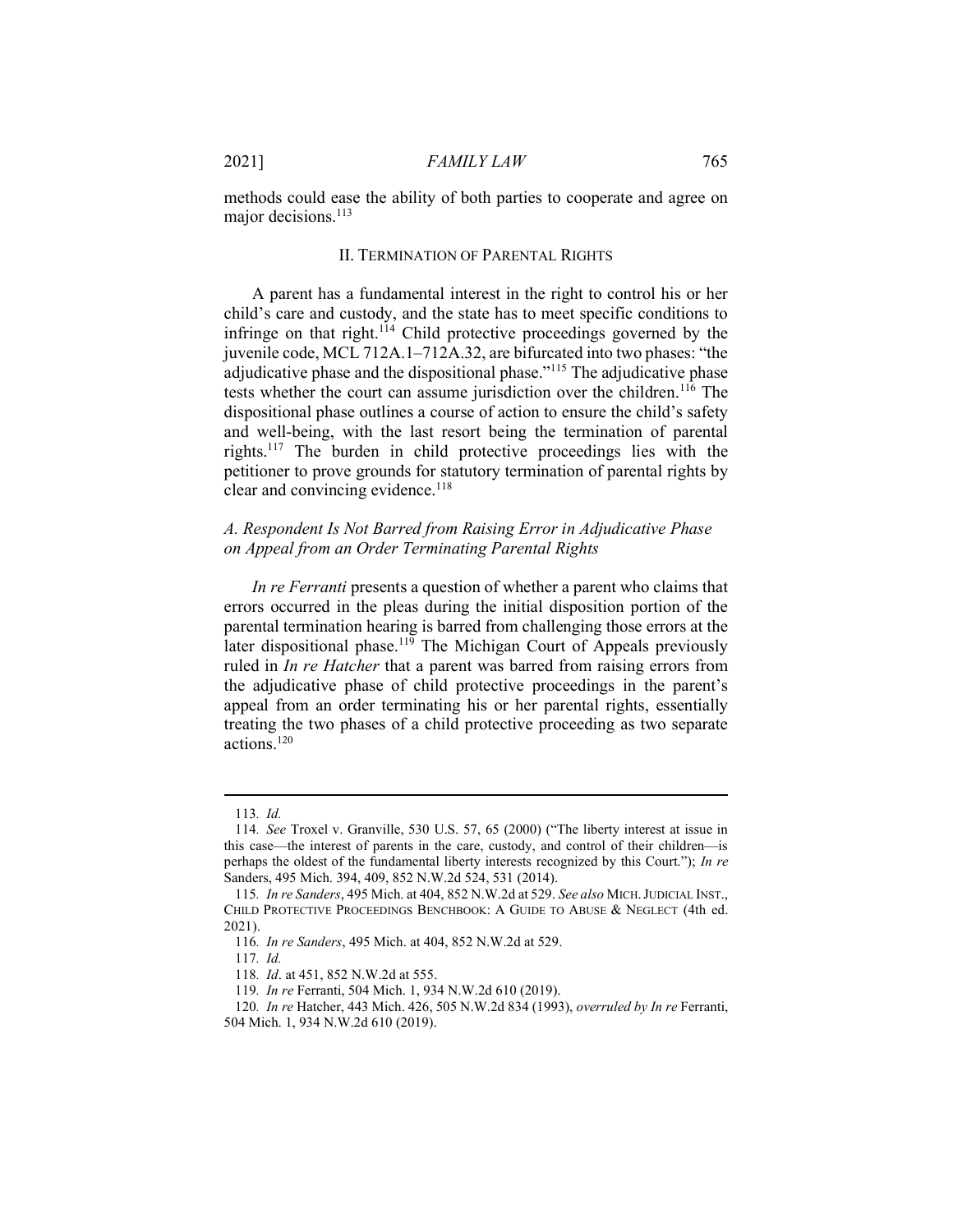methods could ease the ability of both parties to cooperate and agree on major decisions.[113]

## II. Termination of Parental Rights

A parent has a fundamental interest in the right to control his or her child's care and custody, and the state has to meet specific conditions to infringe on that right.[114] Child protective proceedings governed by the juvenile code, MCL 712A.1–712A.32, are bifurcated into two phases: "the adjudicative phase and the dispositional phase."[115] The adjudicative phase tests whether the court can assume jurisdiction over the children.[116] The dispositional phase outlines a course of action to ensure the child's safety and well-being, with the last resort being the termination of parental rights.[117] The burden in child protective proceedings lies with the petitioner to prove grounds for statutory termination of parental rights by clear and convincing evidence.[118]

### *A. Respondent Is Not Barred from Raising Error in Adjudicative Phase on Appeal from an Order Terminating Parental Rights*

*In re Ferranti* presents a question of whether a parent who claims that errors occurred in the pleas during the initial disposition portion of the parental termination hearing is barred from challenging those errors at the later dispositional phase.[119] The Michigan Court of Appeals previously ruled in *In re Hatcher* that a parent was barred from raising errors from the adjudicative phase of child protective proceedings in the parent's appeal from an order terminating his or her parental rights, essentially treating the two phases of a child protective proceeding as two separate actions.[120]

---

113. *Id.*

114. *See* Troxel v. Granville, 530 U.S. 57, 65 (2000) ("The liberty interest at issue in this case—the interest of parents in the care, custody, and control of their children—is perhaps the oldest of the fundamental liberty interests recognized by this Court."); *In re* Sanders, 495 Mich. 394, 409, 852 N.W.2d 524, 531 (2014).

115. *In re Sanders*, 495 Mich. at 404, 852 N.W.2d at 529. *See also* MICH. JUDICIAL INST., CHILD PROTECTIVE PROCEEDINGS BENCHBOOK: A GUIDE TO ABUSE & NEGLECT (4th ed. 2021).

116. *In re Sanders*, 495 Mich. at 404, 852 N.W.2d at 529.

117. *Id.*

118. *Id*. at 451, 852 N.W.2d at 555.

119. *In re* Ferranti, 504 Mich. 1, 934 N.W.2d 610 (2019).

120. *In re* Hatcher, 443 Mich. 426, 505 N.W.2d 834 (1993), *overruled by In re* Ferranti, 504 Mich. 1, 934 N.W.2d 610 (2019).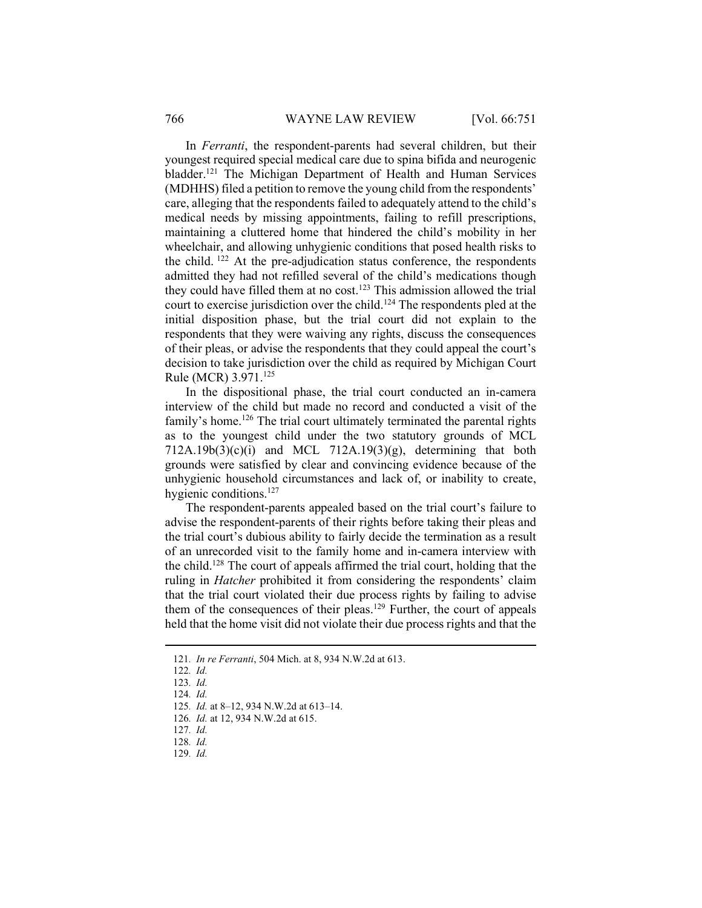In *Ferranti*, the respondent-parents had several children, but their youngest required special medical care due to spina bifida and neurogenic bladder.[121] The Michigan Department of Health and Human Services (MDHHS) filed a petition to remove the young child from the respondents' care, alleging that the respondents failed to adequately attend to the child's medical needs by missing appointments, failing to refill prescriptions, maintaining a cluttered home that hindered the child's mobility in her wheelchair, and allowing unhygienic conditions that posed health risks to the child. [122] At the pre-adjudication status conference, the respondents admitted they had not refilled several of the child's medications though they could have filled them at no cost.[123] This admission allowed the trial court to exercise jurisdiction over the child.[124] The respondents pled at the initial disposition phase, but the trial court did not explain to the respondents that they were waiving any rights, discuss the consequences of their pleas, or advise the respondents that they could appeal the court's decision to take jurisdiction over the child as required by Michigan Court Rule (MCR) 3.971.[125]

In the dispositional phase, the trial court conducted an in-camera interview of the child but made no record and conducted a visit of the family's home.[126] The trial court ultimately terminated the parental rights as to the youngest child under the two statutory grounds of MCL 712A.19b(3)(c)(i) and MCL 712A.19(3)(g), determining that both grounds were satisfied by clear and convincing evidence because of the unhygienic household circumstances and lack of, or inability to create, hygienic conditions.[127]

The respondent-parents appealed based on the trial court's failure to advise the respondent-parents of their rights before taking their pleas and the trial court's dubious ability to fairly decide the termination as a result of an unrecorded visit to the family home and in-camera interview with the child.[128] The court of appeals affirmed the trial court, holding that the ruling in *Hatcher* prohibited it from considering the respondents' claim that the trial court violated their due process rights by failing to advise them of the consequences of their pleas.[129] Further, the court of appeals held that the home visit did not violate their due process rights and that the

---

121. *In re Ferranti*, 504 Mich. at 8, 934 N.W.2d at 613.
122. *Id.*
123. *Id.*
124. *Id.*
125. *Id.* at 8–12, 934 N.W.2d at 613–14.
126. *Id.* at 12, 934 N.W.2d at 615.
127. *Id.*
128. *Id.*
129. *Id.*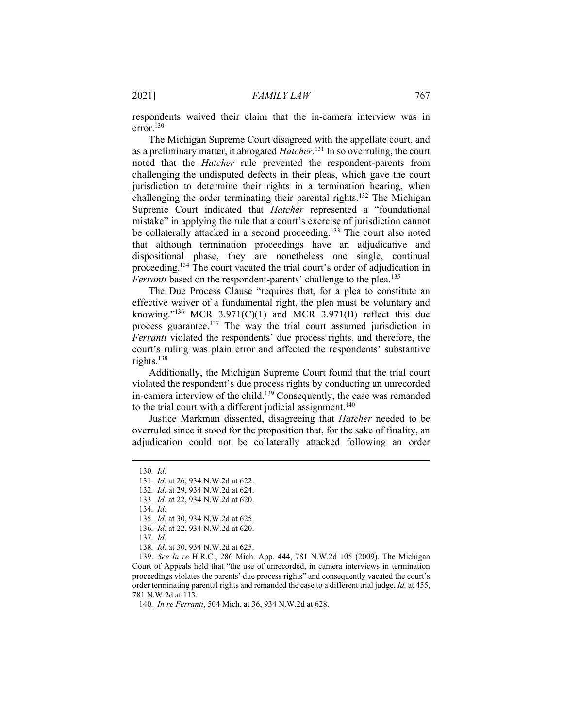respondents waived their claim that the in-camera interview was in error.[130]

The Michigan Supreme Court disagreed with the appellate court, and as a preliminary matter, it abrogated *Hatcher*.[131] In so overruling, the court noted that the *Hatcher* rule prevented the respondent-parents from challenging the undisputed defects in their pleas, which gave the court jurisdiction to determine their rights in a termination hearing, when challenging the order terminating their parental rights.[132] The Michigan Supreme Court indicated that *Hatcher* represented a "foundational mistake" in applying the rule that a court's exercise of jurisdiction cannot be collaterally attacked in a second proceeding.[133] The court also noted that although termination proceedings have an adjudicative and dispositional phase, they are nonetheless one single, continual proceeding.[134] The court vacated the trial court's order of adjudication in *Ferranti* based on the respondent-parents' challenge to the plea.[135]

The Due Process Clause "requires that, for a plea to constitute an effective waiver of a fundamental right, the plea must be voluntary and knowing."[136] MCR 3.971(C)(1) and MCR 3.971(B) reflect this due process guarantee.[137] The way the trial court assumed jurisdiction in *Ferranti* violated the respondents' due process rights, and therefore, the court's ruling was plain error and affected the respondents' substantive rights.[138]

Additionally, the Michigan Supreme Court found that the trial court violated the respondent's due process rights by conducting an unrecorded in-camera interview of the child.[139] Consequently, the case was remanded to the trial court with a different judicial assignment.[140]

Justice Markman dissented, disagreeing that *Hatcher* needed to be overruled since it stood for the proposition that, for the sake of finality, an adjudication could not be collaterally attacked following an order

---

130. *Id.*

131. *Id.* at 26, 934 N.W.2d at 622.

132. *Id.* at 29, 934 N.W.2d at 624.

133. *Id.* at 22, 934 N.W.2d at 620.

134. *Id.*

135. *Id.* at 30, 934 N.W.2d at 625.

136. *Id.* at 22, 934 N.W.2d at 620.

137. *Id.*

138. *Id.* at 30, 934 N.W.2d at 625.

139. *See In re* H.R.C., 286 Mich. App. 444, 781 N.W.2d 105 (2009). The Michigan Court of Appeals held that "the use of unrecorded, in camera interviews in termination proceedings violates the parents' due process rights" and consequently vacated the court's order terminating parental rights and remanded the case to a different trial judge. *Id.* at 455, 781 N.W.2d at 113.

140. *In re Ferranti*, 504 Mich. at 36, 934 N.W.2d at 628.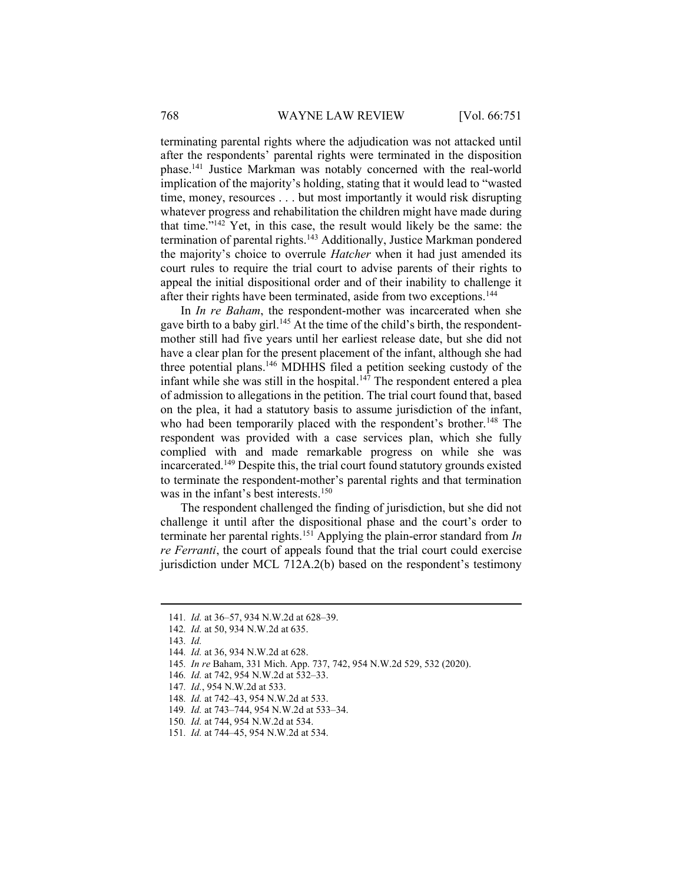terminating parental rights where the adjudication was not attacked until after the respondents' parental rights were terminated in the disposition phase.[141] Justice Markman was notably concerned with the real-world implication of the majority's holding, stating that it would lead to "wasted time, money, resources . . . but most importantly it would risk disrupting whatever progress and rehabilitation the children might have made during that time."[142] Yet, in this case, the result would likely be the same: the termination of parental rights.[143] Additionally, Justice Markman pondered the majority's choice to overrule *Hatcher* when it had just amended its court rules to require the trial court to advise parents of their rights to appeal the initial dispositional order and of their inability to challenge it after their rights have been terminated, aside from two exceptions.[144]

In *In re Baham*, the respondent-mother was incarcerated when she gave birth to a baby girl.[145] At the time of the child's birth, the respondent-mother still had five years until her earliest release date, but she did not have a clear plan for the present placement of the infant, although she had three potential plans.[146] MDHHS filed a petition seeking custody of the infant while she was still in the hospital.[147] The respondent entered a plea of admission to allegations in the petition. The trial court found that, based on the plea, it had a statutory basis to assume jurisdiction of the infant, who had been temporarily placed with the respondent's brother.[148] The respondent was provided with a case services plan, which she fully complied with and made remarkable progress on while she was incarcerated.[149] Despite this, the trial court found statutory grounds existed to terminate the respondent-mother's parental rights and that termination was in the infant's best interests.[150]

The respondent challenged the finding of jurisdiction, but she did not challenge it until after the dispositional phase and the court's order to terminate her parental rights.[151] Applying the plain-error standard from *In re Ferranti*, the court of appeals found that the trial court could exercise jurisdiction under MCL 712A.2(b) based on the respondent's testimony

---

141. *Id.* at 36–57, 934 N.W.2d at 628–39.
142. *Id.* at 50, 934 N.W.2d at 635.
143. *Id.*
144. *Id.* at 36, 934 N.W.2d at 628.
145. *In re* Baham, 331 Mich. App. 737, 742, 954 N.W.2d 529, 532 (2020).
146. *Id.* at 742, 954 N.W.2d at 532–33.
147. *Id.*, 954 N.W.2d at 533.
148. *Id.* at 742–43, 954 N.W.2d at 533.
149. *Id.* at 743–744, 954 N.W.2d at 533–34.
150. *Id.* at 744, 954 N.W.2d at 534.
151. *Id.* at 744–45, 954 N.W.2d at 534.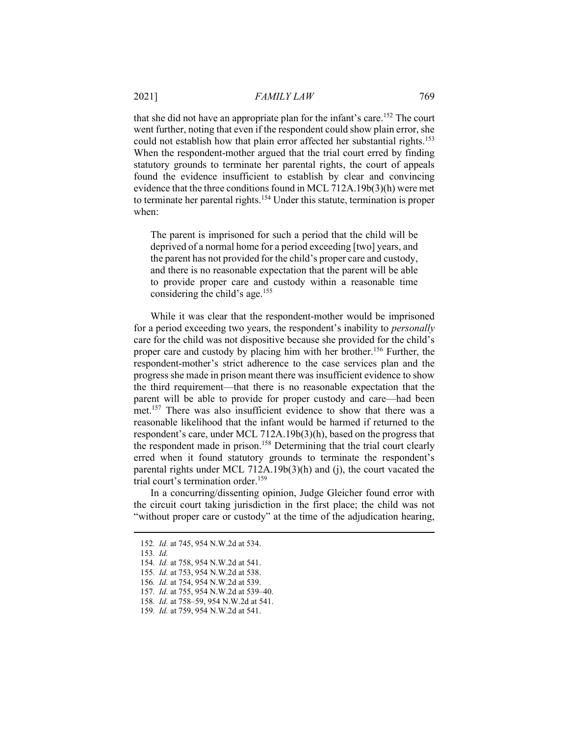that she did not have an appropriate plan for the infant's care.[152] The court went further, noting that even if the respondent could show plain error, she could not establish how that plain error affected her substantial rights.[153] When the respondent-mother argued that the trial court erred by finding statutory grounds to terminate her parental rights, the court of appeals found the evidence insufficient to establish by clear and convincing evidence that the three conditions found in MCL 712A.19b(3)(h) were met to terminate her parental rights.[154] Under this statute, termination is proper when:

> The parent is imprisoned for such a period that the child will be deprived of a normal home for a period exceeding [two] years, and the parent has not provided for the child's proper care and custody, and there is no reasonable expectation that the parent will be able to provide proper care and custody within a reasonable time considering the child's age.[155]

While it was clear that the respondent-mother would be imprisoned for a period exceeding two years, the respondent's inability to *personally* care for the child was not dispositive because she provided for the child's proper care and custody by placing him with her brother.[156] Further, the respondent-mother's strict adherence to the case services plan and the progress she made in prison meant there was insufficient evidence to show the third requirement—that there is no reasonable expectation that the parent will be able to provide for proper custody and care—had been met.[157] There was also insufficient evidence to show that there was a reasonable likelihood that the infant would be harmed if returned to the respondent's care, under MCL 712A.19b(3)(h), based on the progress that the respondent made in prison.[158] Determining that the trial court clearly erred when it found statutory grounds to terminate the respondent's parental rights under MCL 712A.19b(3)(h) and (j), the court vacated the trial court's termination order.[159]

In a concurring/dissenting opinion, Judge Gleicher found error with the circuit court taking jurisdiction in the first place; the child was not "without proper care or custody" at the time of the adjudication hearing,

---

152. *Id.* at 745, 954 N.W.2d at 534.
153. *Id.*
154. *Id.* at 758, 954 N.W.2d at 541.
155. *Id.* at 753, 954 N.W.2d at 538.
156. *Id.* at 754, 954 N.W.2d at 539.
157. *Id.* at 755, 954 N.W.2d at 539–40.
158. *Id.* at 758–59, 954 N.W.2d at 541.
159. *Id.* at 759, 954 N.W.2d at 541.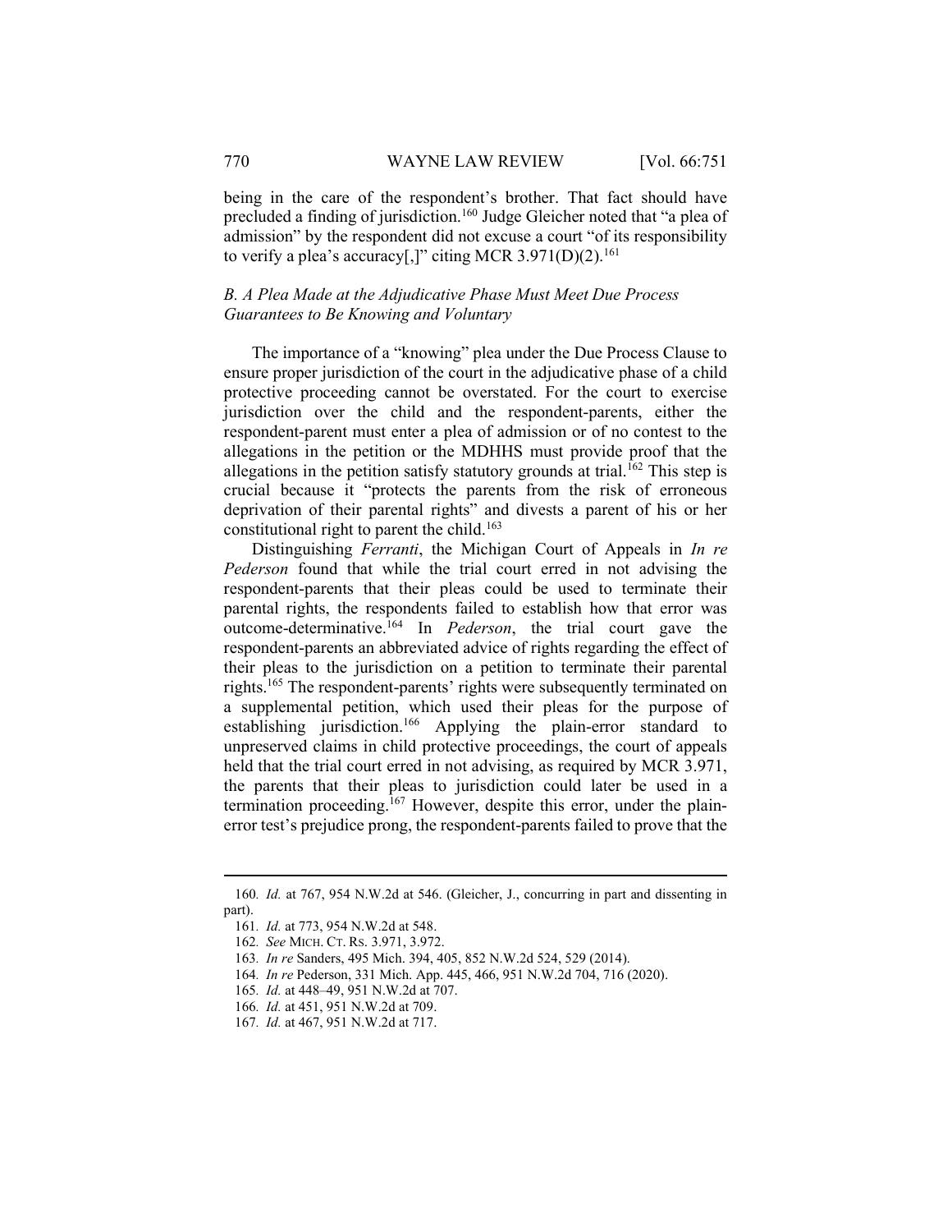being in the care of the respondent's brother. That fact should have precluded a finding of jurisdiction.[160] Judge Gleicher noted that "a plea of admission" by the respondent did not excuse a court "of its responsibility to verify a plea's accuracy[,]" citing MCR 3.971(D)(2).[161]

### *B. A Plea Made at the Adjudicative Phase Must Meet Due Process Guarantees to Be Knowing and Voluntary*

The importance of a "knowing" plea under the Due Process Clause to ensure proper jurisdiction of the court in the adjudicative phase of a child protective proceeding cannot be overstated. For the court to exercise jurisdiction over the child and the respondent-parents, either the respondent-parent must enter a plea of admission or of no contest to the allegations in the petition or the MDHHS must provide proof that the allegations in the petition satisfy statutory grounds at trial.[162] This step is crucial because it "protects the parents from the risk of erroneous deprivation of their parental rights" and divests a parent of his or her constitutional right to parent the child.[163]

Distinguishing *Ferranti*, the Michigan Court of Appeals in *In re Pederson* found that while the trial court erred in not advising the respondent-parents that their pleas could be used to terminate their parental rights, the respondents failed to establish how that error was outcome-determinative.[164] In *Pederson*, the trial court gave the respondent-parents an abbreviated advice of rights regarding the effect of their pleas to the jurisdiction on a petition to terminate their parental rights.[165] The respondent-parents' rights were subsequently terminated on a supplemental petition, which used their pleas for the purpose of establishing jurisdiction.[166] Applying the plain-error standard to unpreserved claims in child protective proceedings, the court of appeals held that the trial court erred in not advising, as required by MCR 3.971, the parents that their pleas to jurisdiction could later be used in a termination proceeding.[167] However, despite this error, under the plain-error test's prejudice prong, the respondent-parents failed to prove that the

---

160. *Id.* at 767, 954 N.W.2d at 546. (Gleicher, J., concurring in part and dissenting in part).

161. *Id.* at 773, 954 N.W.2d at 548.

162. *See* MICH. CT. RS. 3.971, 3.972.

163. *In re* Sanders, 495 Mich. 394, 405, 852 N.W.2d 524, 529 (2014).

164. *In re* Pederson, 331 Mich. App. 445, 466, 951 N.W.2d 704, 716 (2020).

165. *Id.* at 448–49, 951 N.W.2d at 707.

166. *Id.* at 451, 951 N.W.2d at 709.

167. *Id.* at 467, 951 N.W.2d at 717.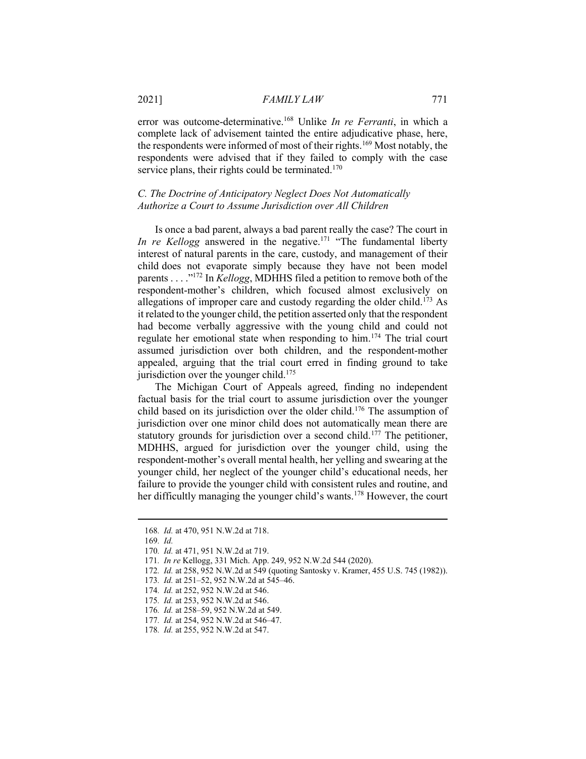error was outcome-determinative.[168] Unlike *In re Ferranti*, in which a complete lack of advisement tainted the entire adjudicative phase, here, the respondents were informed of most of their rights.[169] Most notably, the respondents were advised that if they failed to comply with the case service plans, their rights could be terminated.[170]

### *C. The Doctrine of Anticipatory Neglect Does Not Automatically Authorize a Court to Assume Jurisdiction over All Children*

Is once a bad parent, always a bad parent really the case? The court in *In re Kellogg* answered in the negative.[171] "The fundamental liberty interest of natural parents in the care, custody, and management of their child does not evaporate simply because they have not been model parents . . . ."[172] In *Kellogg*, MDHHS filed a petition to remove both of the respondent-mother's children, which focused almost exclusively on allegations of improper care and custody regarding the older child.[173] As it related to the younger child, the petition asserted only that the respondent had become verbally aggressive with the young child and could not regulate her emotional state when responding to him.[174] The trial court assumed jurisdiction over both children, and the respondent-mother appealed, arguing that the trial court erred in finding ground to take jurisdiction over the younger child.[175]

The Michigan Court of Appeals agreed, finding no independent factual basis for the trial court to assume jurisdiction over the younger child based on its jurisdiction over the older child.[176] The assumption of jurisdiction over one minor child does not automatically mean there are statutory grounds for jurisdiction over a second child.[177] The petitioner, MDHHS, argued for jurisdiction over the younger child, using the respondent-mother's overall mental health, her yelling and swearing at the younger child, her neglect of the younger child's educational needs, her failure to provide the younger child with consistent rules and routine, and her difficultly managing the younger child's wants.[178] However, the court

---

168. *Id.* at 470, 951 N.W.2d at 718.

169. *Id.*

170. *Id.* at 471, 951 N.W.2d at 719.

171. *In re* Kellogg, 331 Mich. App. 249, 952 N.W.2d 544 (2020).

172. *Id.* at 258, 952 N.W.2d at 549 (quoting Santosky v. Kramer, 455 U.S. 745 (1982)).

173. *Id.* at 251–52, 952 N.W.2d at 545–46.

174. *Id.* at 252, 952 N.W.2d at 546.

175. *Id.* at 253, 952 N.W.2d at 546.

176. *Id.* at 258–59, 952 N.W.2d at 549.

177. *Id.* at 254, 952 N.W.2d at 546–47.

178. *Id.* at 255, 952 N.W.2d at 547.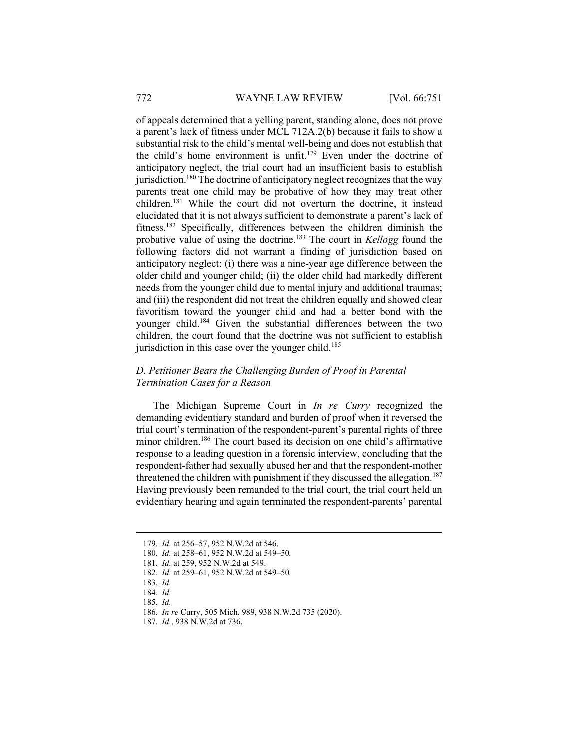of appeals determined that a yelling parent, standing alone, does not prove a parent's lack of fitness under MCL 712A.2(b) because it fails to show a substantial risk to the child's mental well-being and does not establish that the child's home environment is unfit.[179] Even under the doctrine of anticipatory neglect, the trial court had an insufficient basis to establish jurisdiction.[180] The doctrine of anticipatory neglect recognizes that the way parents treat one child may be probative of how they may treat other children.[181] While the court did not overturn the doctrine, it instead elucidated that it is not always sufficient to demonstrate a parent's lack of fitness.[182] Specifically, differences between the children diminish the probative value of using the doctrine.[183] The court in *Kellogg* found the following factors did not warrant a finding of jurisdiction based on anticipatory neglect: (i) there was a nine-year age difference between the older child and younger child; (ii) the older child had markedly different needs from the younger child due to mental injury and additional traumas; and (iii) the respondent did not treat the children equally and showed clear favoritism toward the younger child and had a better bond with the younger child.[184] Given the substantial differences between the two children, the court found that the doctrine was not sufficient to establish jurisdiction in this case over the younger child.[185]

### *D. Petitioner Bears the Challenging Burden of Proof in Parental Termination Cases for a Reason*

The Michigan Supreme Court in *In re Curry* recognized the demanding evidentiary standard and burden of proof when it reversed the trial court's termination of the respondent-parent's parental rights of three minor children.[186] The court based its decision on one child's affirmative response to a leading question in a forensic interview, concluding that the respondent-father had sexually abused her and that the respondent-mother threatened the children with punishment if they discussed the allegation.[187] Having previously been remanded to the trial court, the trial court held an evidentiary hearing and again terminated the respondent-parents' parental

---

179. *Id.* at 256–57, 952 N.W.2d at 546.
180. *Id.* at 258–61, 952 N.W.2d at 549–50.
181. *Id.* at 259, 952 N.W.2d at 549.
182. *Id.* at 259–61, 952 N.W.2d at 549–50.
183. *Id.*
184. *Id.*
185. *Id.*
186. *In re* Curry, 505 Mich. 989, 938 N.W.2d 735 (2020).
187. *Id.*, 938 N.W.2d at 736.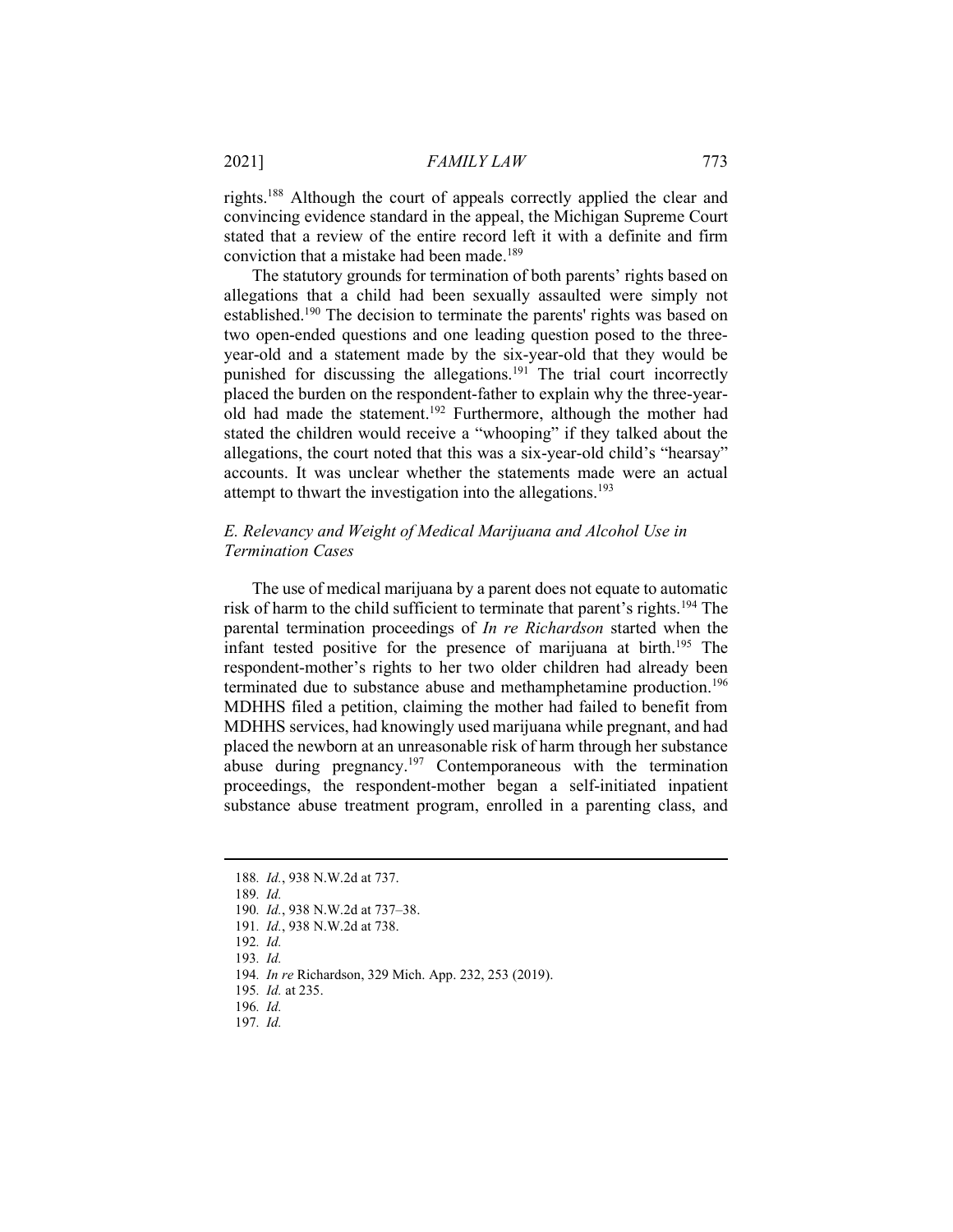rights.[188] Although the court of appeals correctly applied the clear and convincing evidence standard in the appeal, the Michigan Supreme Court stated that a review of the entire record left it with a definite and firm conviction that a mistake had been made.[189]

The statutory grounds for termination of both parents' rights based on allegations that a child had been sexually assaulted were simply not established.[190] The decision to terminate the parents' rights was based on two open-ended questions and one leading question posed to the three-year-old and a statement made by the six-year-old that they would be punished for discussing the allegations.[191] The trial court incorrectly placed the burden on the respondent-father to explain why the three-year-old had made the statement.[192] Furthermore, although the mother had stated the children would receive a "whooping" if they talked about the allegations, the court noted that this was a six-year-old child's "hearsay" accounts. It was unclear whether the statements made were an actual attempt to thwart the investigation into the allegations.[193]

### *E. Relevancy and Weight of Medical Marijuana and Alcohol Use in Termination Cases*

The use of medical marijuana by a parent does not equate to automatic risk of harm to the child sufficient to terminate that parent's rights.[194] The parental termination proceedings of *In re Richardson* started when the infant tested positive for the presence of marijuana at birth.[195] The respondent-mother's rights to her two older children had already been terminated due to substance abuse and methamphetamine production.[196] MDHHS filed a petition, claiming the mother had failed to benefit from MDHHS services, had knowingly used marijuana while pregnant, and had placed the newborn at an unreasonable risk of harm through her substance abuse during pregnancy.[197] Contemporaneous with the termination proceedings, the respondent-mother began a self-initiated inpatient substance abuse treatment program, enrolled in a parenting class, and

---

188. *Id.*, 938 N.W.2d at 737.

189. *Id.*

190. *Id.*, 938 N.W.2d at 737–38.

191. *Id.*, 938 N.W.2d at 738.

192. *Id.*

193. *Id.*

194. *In re* Richardson, 329 Mich. App. 232, 253 (2019).

195. *Id.* at 235.

196. *Id.*

197. *Id.*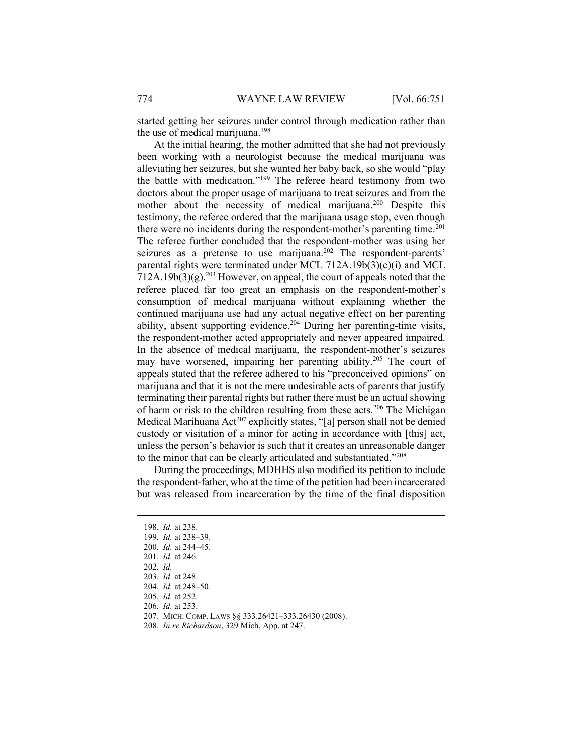started getting her seizures under control through medication rather than the use of medical marijuana.[198]

At the initial hearing, the mother admitted that she had not previously been working with a neurologist because the medical marijuana was alleviating her seizures, but she wanted her baby back, so she would "play the battle with medication."[199] The referee heard testimony from two doctors about the proper usage of marijuana to treat seizures and from the mother about the necessity of medical marijuana.[200] Despite this testimony, the referee ordered that the marijuana usage stop, even though there were no incidents during the respondent-mother's parenting time.[201] The referee further concluded that the respondent-mother was using her seizures as a pretense to use marijuana.[202] The respondent-parents' parental rights were terminated under MCL 712A.19b(3)(c)(i) and MCL 712A.19b(3)(g).[203] However, on appeal, the court of appeals noted that the referee placed far too great an emphasis on the respondent-mother's consumption of medical marijuana without explaining whether the continued marijuana use had any actual negative effect on her parenting ability, absent supporting evidence.[204] During her parenting-time visits, the respondent-mother acted appropriately and never appeared impaired. In the absence of medical marijuana, the respondent-mother's seizures may have worsened, impairing her parenting ability.[205] The court of appeals stated that the referee adhered to his "preconceived opinions" on marijuana and that it is not the mere undesirable acts of parents that justify terminating their parental rights but rather there must be an actual showing of harm or risk to the children resulting from these acts.[206] The Michigan Medical Marihuana Act[207] explicitly states, "[a] person shall not be denied custody or visitation of a minor for acting in accordance with [this] act, unless the person's behavior is such that it creates an unreasonable danger to the minor that can be clearly articulated and substantiated."[208]

During the proceedings, MDHHS also modified its petition to include the respondent-father, who at the time of the petition had been incarcerated but was released from incarceration by the time of the final disposition

---

198. *Id.* at 238.
199. *Id.* at 238–39.
200. *Id.* at 244–45.
201. *Id.* at 246.
202. *Id.*
203. *Id.* at 248.
204. *Id.* at 248–50.
205. *Id.* at 252.
206. *Id.* at 253.
207. MICH. COMP. LAWS §§ 333.26421–333.26430 (2008).
208. *In re Richardson*, 329 Mich. App. at 247.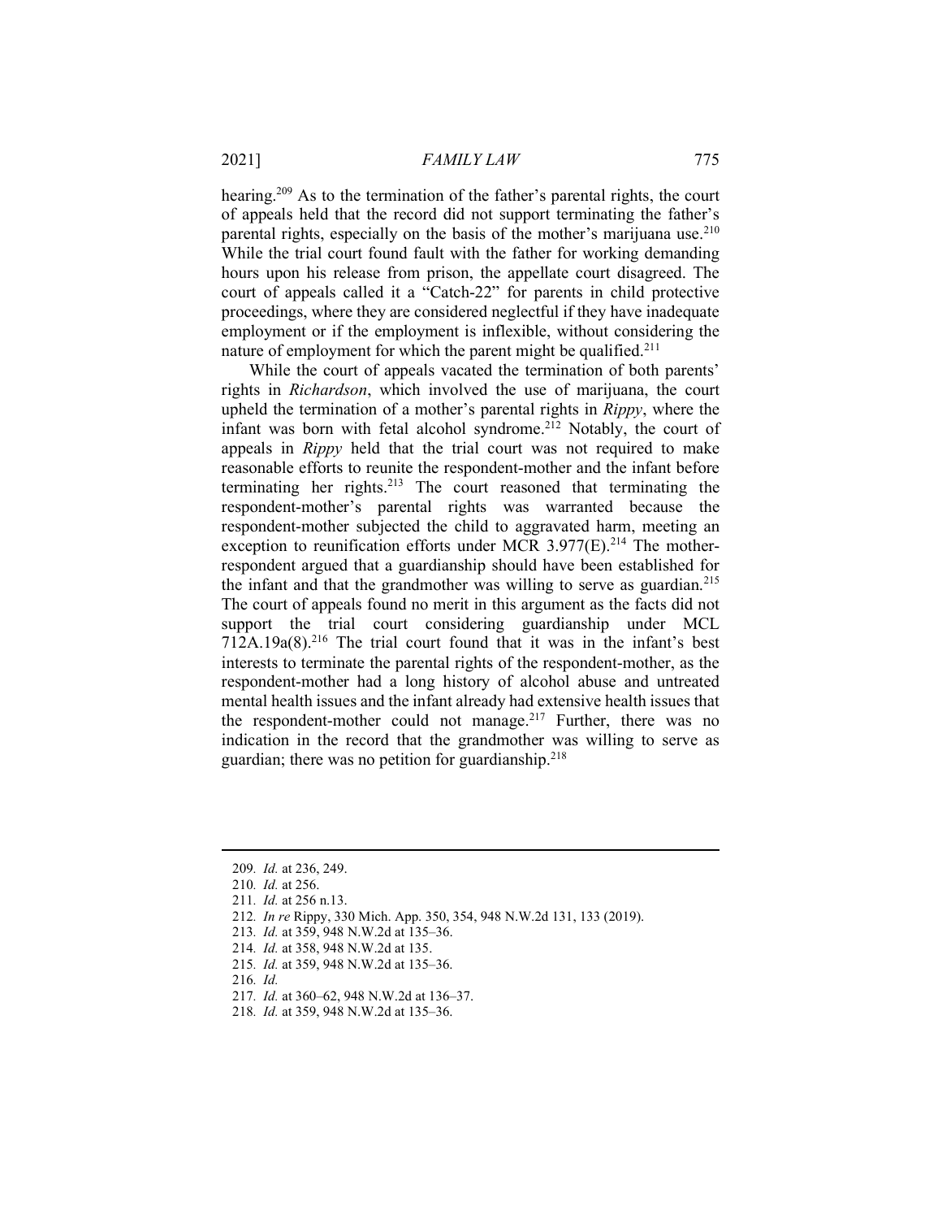hearing.[209] As to the termination of the father's parental rights, the court of appeals held that the record did not support terminating the father's parental rights, especially on the basis of the mother's marijuana use.[210] While the trial court found fault with the father for working demanding hours upon his release from prison, the appellate court disagreed. The court of appeals called it a "Catch-22" for parents in child protective proceedings, where they are considered neglectful if they have inadequate employment or if the employment is inflexible, without considering the nature of employment for which the parent might be qualified.[211]

While the court of appeals vacated the termination of both parents' rights in *Richardson*, which involved the use of marijuana, the court upheld the termination of a mother's parental rights in *Rippy*, where the infant was born with fetal alcohol syndrome.[212] Notably, the court of appeals in *Rippy* held that the trial court was not required to make reasonable efforts to reunite the respondent-mother and the infant before terminating her rights.[213] The court reasoned that terminating the respondent-mother's parental rights was warranted because the respondent-mother subjected the child to aggravated harm, meeting an exception to reunification efforts under MCR 3.977(E).[214] The mother-respondent argued that a guardianship should have been established for the infant and that the grandmother was willing to serve as guardian.[215] The court of appeals found no merit in this argument as the facts did not support the trial court considering guardianship under MCL 712A.19a(8).[216] The trial court found that it was in the infant's best interests to terminate the parental rights of the respondent-mother, as the respondent-mother had a long history of alcohol abuse and untreated mental health issues and the infant already had extensive health issues that the respondent-mother could not manage.[217] Further, there was no indication in the record that the grandmother was willing to serve as guardian; there was no petition for guardianship.[218]

---

209. *Id.* at 236, 249.
210. *Id.* at 256.
211. *Id.* at 256 n.13.
212. *In re* Rippy, 330 Mich. App. 350, 354, 948 N.W.2d 131, 133 (2019).
213. *Id.* at 359, 948 N.W.2d at 135–36.
214. *Id.* at 358, 948 N.W.2d at 135.
215. *Id.* at 359, 948 N.W.2d at 135–36.
216. *Id.*
217. *Id.* at 360–62, 948 N.W.2d at 136–37.
218. *Id.* at 359, 948 N.W.2d at 135–36.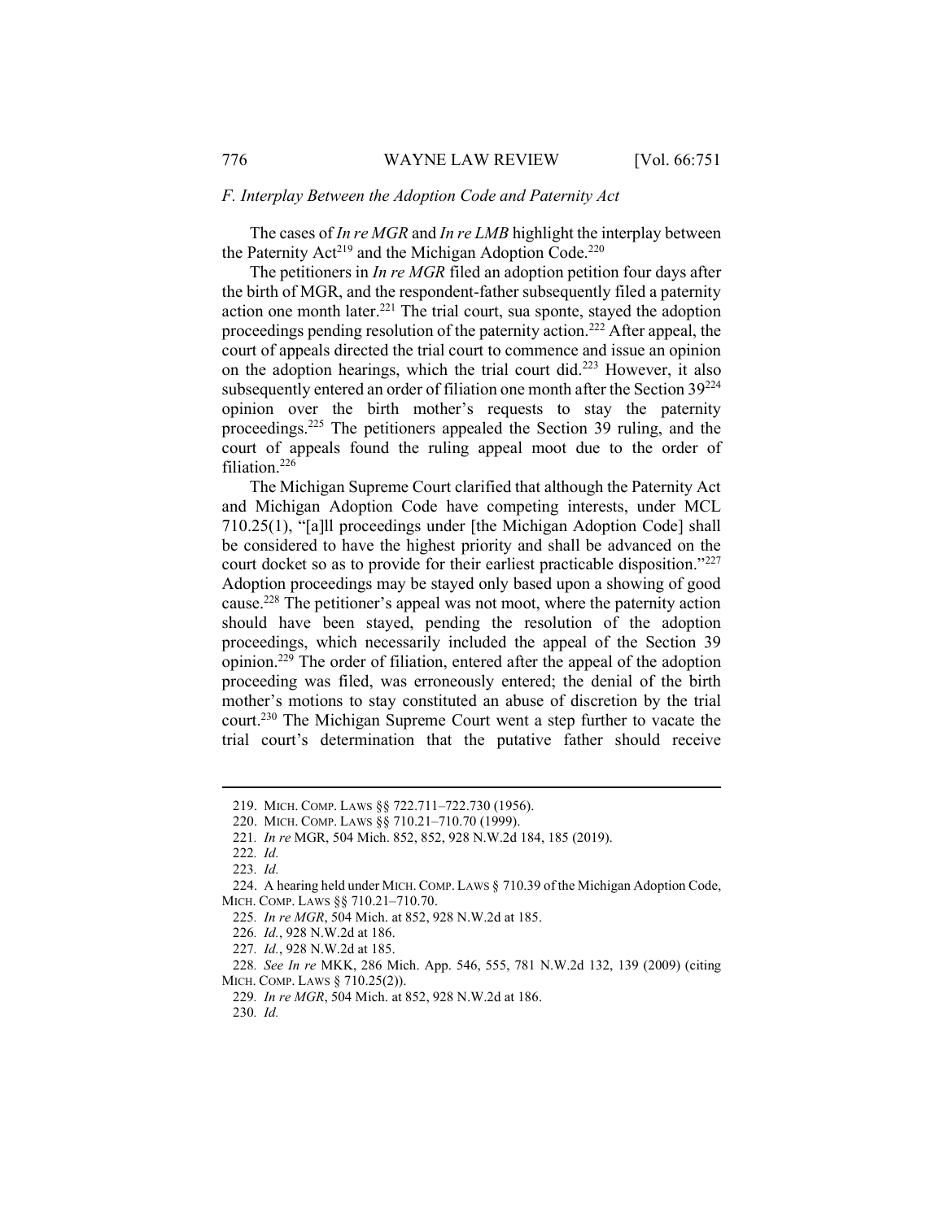### *F. Interplay Between the Adoption Code and Paternity Act*

The cases of *In re MGR* and *In re LMB* highlight the interplay between the Paternity Act[219] and the Michigan Adoption Code.[220]

The petitioners in *In re MGR* filed an adoption petition four days after the birth of MGR, and the respondent-father subsequently filed a paternity action one month later.[221] The trial court, sua sponte, stayed the adoption proceedings pending resolution of the paternity action.[222] After appeal, the court of appeals directed the trial court to commence and issue an opinion on the adoption hearings, which the trial court did.[223] However, it also subsequently entered an order of filiation one month after the Section 39[224] opinion over the birth mother's requests to stay the paternity proceedings.[225] The petitioners appealed the Section 39 ruling, and the court of appeals found the ruling appeal moot due to the order of filiation.[226]

The Michigan Supreme Court clarified that although the Paternity Act and Michigan Adoption Code have competing interests, under MCL 710.25(1), "[a]ll proceedings under [the Michigan Adoption Code] shall be considered to have the highest priority and shall be advanced on the court docket so as to provide for their earliest practicable disposition."[227] Adoption proceedings may be stayed only based upon a showing of good cause.[228] The petitioner's appeal was not moot, where the paternity action should have been stayed, pending the resolution of the adoption proceedings, which necessarily included the appeal of the Section 39 opinion.[229] The order of filiation, entered after the appeal of the adoption proceeding was filed, was erroneously entered; the denial of the birth mother's motions to stay constituted an abuse of discretion by the trial court.[230] The Michigan Supreme Court went a step further to vacate the trial court's determination that the putative father should receive

---

219. MICH. COMP. LAWS §§ 722.711–722.730 (1956).

220. MICH. COMP. LAWS §§ 710.21–710.70 (1999).

221. *In re* MGR, 504 Mich. 852, 852, 928 N.W.2d 184, 185 (2019).

222. *Id.*

223. *Id.*

224. A hearing held under MICH. COMP. LAWS § 710.39 of the Michigan Adoption Code, MICH. COMP. LAWS §§ 710.21–710.70.

225. *In re MGR*, 504 Mich. at 852, 928 N.W.2d at 185.

226. *Id.*, 928 N.W.2d at 186.

227. *Id.*, 928 N.W.2d at 185.

228. *See In re* MKK, 286 Mich. App. 546, 555, 781 N.W.2d 132, 139 (2009) (citing MICH. COMP. LAWS § 710.25(2)).

229. *In re MGR*, 504 Mich. at 852, 928 N.W.2d at 186.

230. *Id.*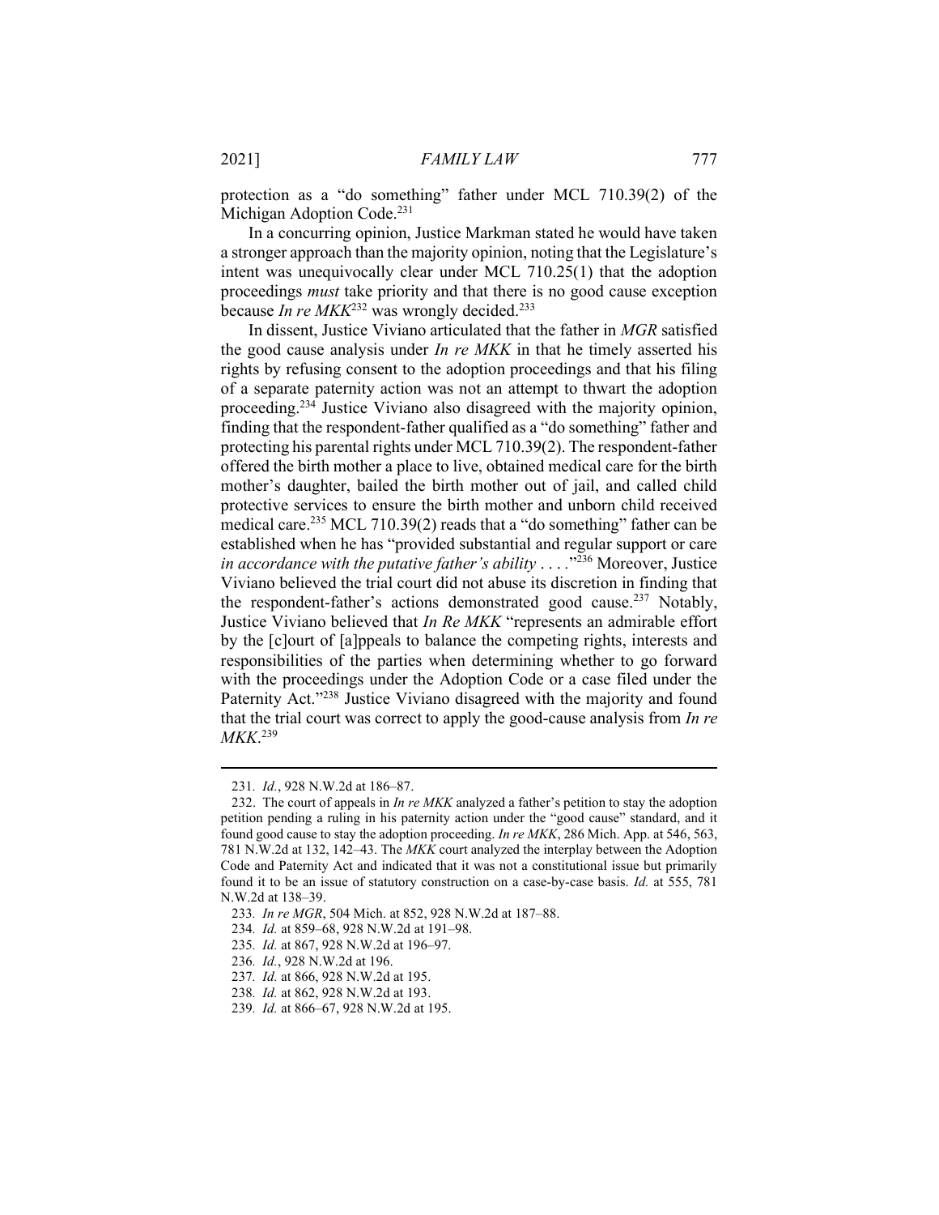protection as a "do something" father under MCL 710.39(2) of the Michigan Adoption Code.[231]

In a concurring opinion, Justice Markman stated he would have taken a stronger approach than the majority opinion, noting that the Legislature's intent was unequivocally clear under MCL 710.25(1) that the adoption proceedings *must* take priority and that there is no good cause exception because *In re MKK*[232] was wrongly decided.[233]

In dissent, Justice Viviano articulated that the father in *MGR* satisfied the good cause analysis under *In re MKK* in that he timely asserted his rights by refusing consent to the adoption proceedings and that his filing of a separate paternity action was not an attempt to thwart the adoption proceeding.[234] Justice Viviano also disagreed with the majority opinion, finding that the respondent-father qualified as a "do something" father and protecting his parental rights under MCL 710.39(2). The respondent-father offered the birth mother a place to live, obtained medical care for the birth mother's daughter, bailed the birth mother out of jail, and called child protective services to ensure the birth mother and unborn child received medical care.[235] MCL 710.39(2) reads that a "do something" father can be established when he has "provided substantial and regular support or care *in accordance with the putative father's ability* . . . ."[236] Moreover, Justice Viviano believed the trial court did not abuse its discretion in finding that the respondent-father's actions demonstrated good cause.[237] Notably, Justice Viviano believed that *In Re MKK* "represents an admirable effort by the [c]ourt of [a]ppeals to balance the competing rights, interests and responsibilities of the parties when determining whether to go forward with the proceedings under the Adoption Code or a case filed under the Paternity Act."[238] Justice Viviano disagreed with the majority and found that the trial court was correct to apply the good-cause analysis from *In re MKK*.[239]

---

231. *Id.*, 928 N.W.2d at 186–87.

232. The court of appeals in *In re MKK* analyzed a father's petition to stay the adoption petition pending a ruling in his paternity action under the "good cause" standard, and it found good cause to stay the adoption proceeding. *In re MKK*, 286 Mich. App. at 546, 563, 781 N.W.2d at 132, 142–43. The *MKK* court analyzed the interplay between the Adoption Code and Paternity Act and indicated that it was not a constitutional issue but primarily found it to be an issue of statutory construction on a case-by-case basis. *Id.* at 555, 781 N.W.2d at 138–39.

233. *In re MGR*, 504 Mich. at 852, 928 N.W.2d at 187–88.

234. *Id.* at 859–68, 928 N.W.2d at 191–98.

235. *Id.* at 867, 928 N.W.2d at 196–97.

236. *Id.*, 928 N.W.2d at 196.

237. *Id.* at 866, 928 N.W.2d at 195.

238. *Id.* at 862, 928 N.W.2d at 193.

239. *Id.* at 866–67, 928 N.W.2d at 195.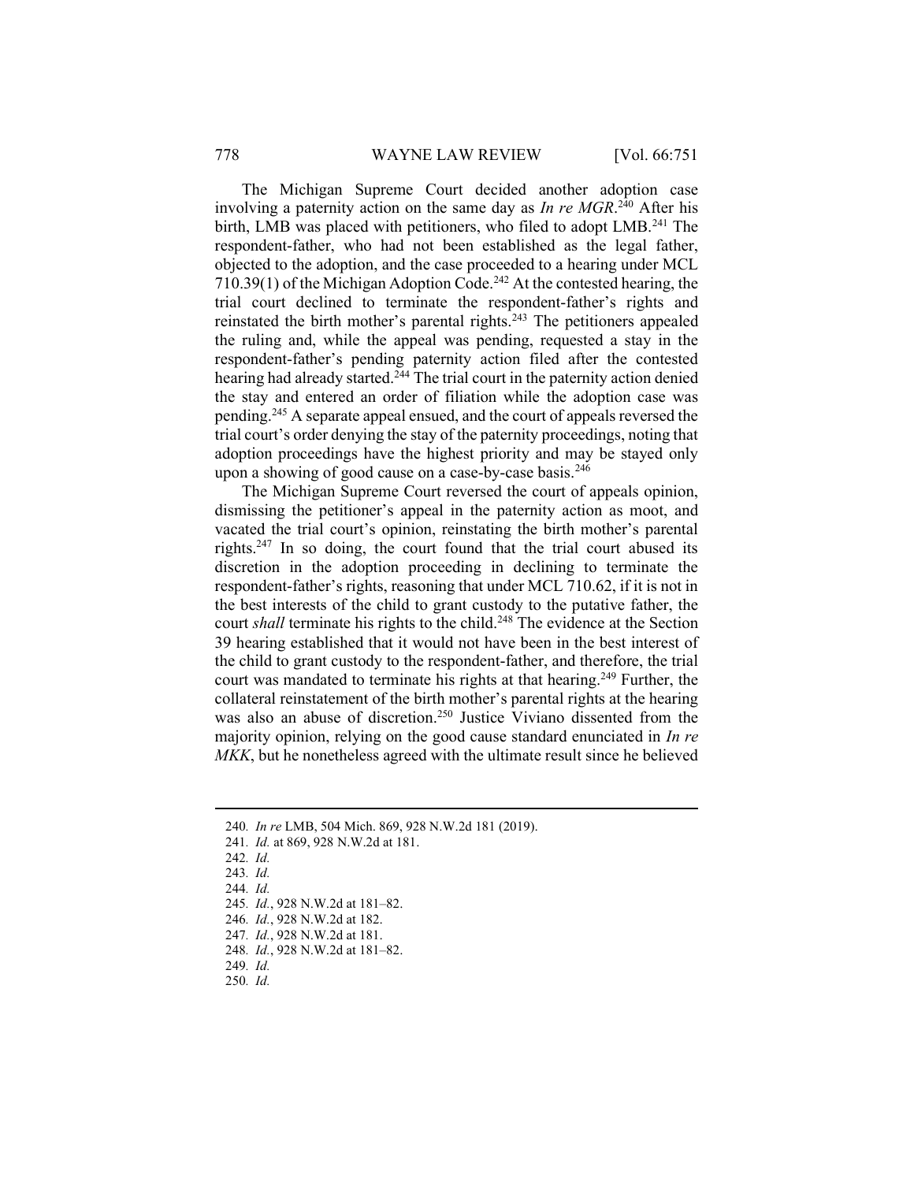The Michigan Supreme Court decided another adoption case involving a paternity action on the same day as *In re MGR*.[240] After his birth, LMB was placed with petitioners, who filed to adopt LMB.[241] The respondent-father, who had not been established as the legal father, objected to the adoption, and the case proceeded to a hearing under MCL 710.39(1) of the Michigan Adoption Code.[242] At the contested hearing, the trial court declined to terminate the respondent-father's rights and reinstated the birth mother's parental rights.[243] The petitioners appealed the ruling and, while the appeal was pending, requested a stay in the respondent-father's pending paternity action filed after the contested hearing had already started.[244] The trial court in the paternity action denied the stay and entered an order of filiation while the adoption case was pending.[245] A separate appeal ensued, and the court of appeals reversed the trial court's order denying the stay of the paternity proceedings, noting that adoption proceedings have the highest priority and may be stayed only upon a showing of good cause on a case-by-case basis.[246]

The Michigan Supreme Court reversed the court of appeals opinion, dismissing the petitioner's appeal in the paternity action as moot, and vacated the trial court's opinion, reinstating the birth mother's parental rights.[247] In so doing, the court found that the trial court abused its discretion in the adoption proceeding in declining to terminate the respondent-father's rights, reasoning that under MCL 710.62, if it is not in the best interests of the child to grant custody to the putative father, the court *shall* terminate his rights to the child.[248] The evidence at the Section 39 hearing established that it would not have been in the best interest of the child to grant custody to the respondent-father, and therefore, the trial court was mandated to terminate his rights at that hearing.[249] Further, the collateral reinstatement of the birth mother's parental rights at the hearing was also an abuse of discretion.[250] Justice Viviano dissented from the majority opinion, relying on the good cause standard enunciated in *In re MKK*, but he nonetheless agreed with the ultimate result since he believed

---

240. *In re* LMB, 504 Mich. 869, 928 N.W.2d 181 (2019).
241. *Id.* at 869, 928 N.W.2d at 181.
242. *Id.*
243. *Id.*
244. *Id.*
245. *Id.*, 928 N.W.2d at 181–82.
246. *Id.*, 928 N.W.2d at 182.
247. *Id.*, 928 N.W.2d at 181.
248. *Id.*, 928 N.W.2d at 181–82.
249. *Id.*
250. *Id.*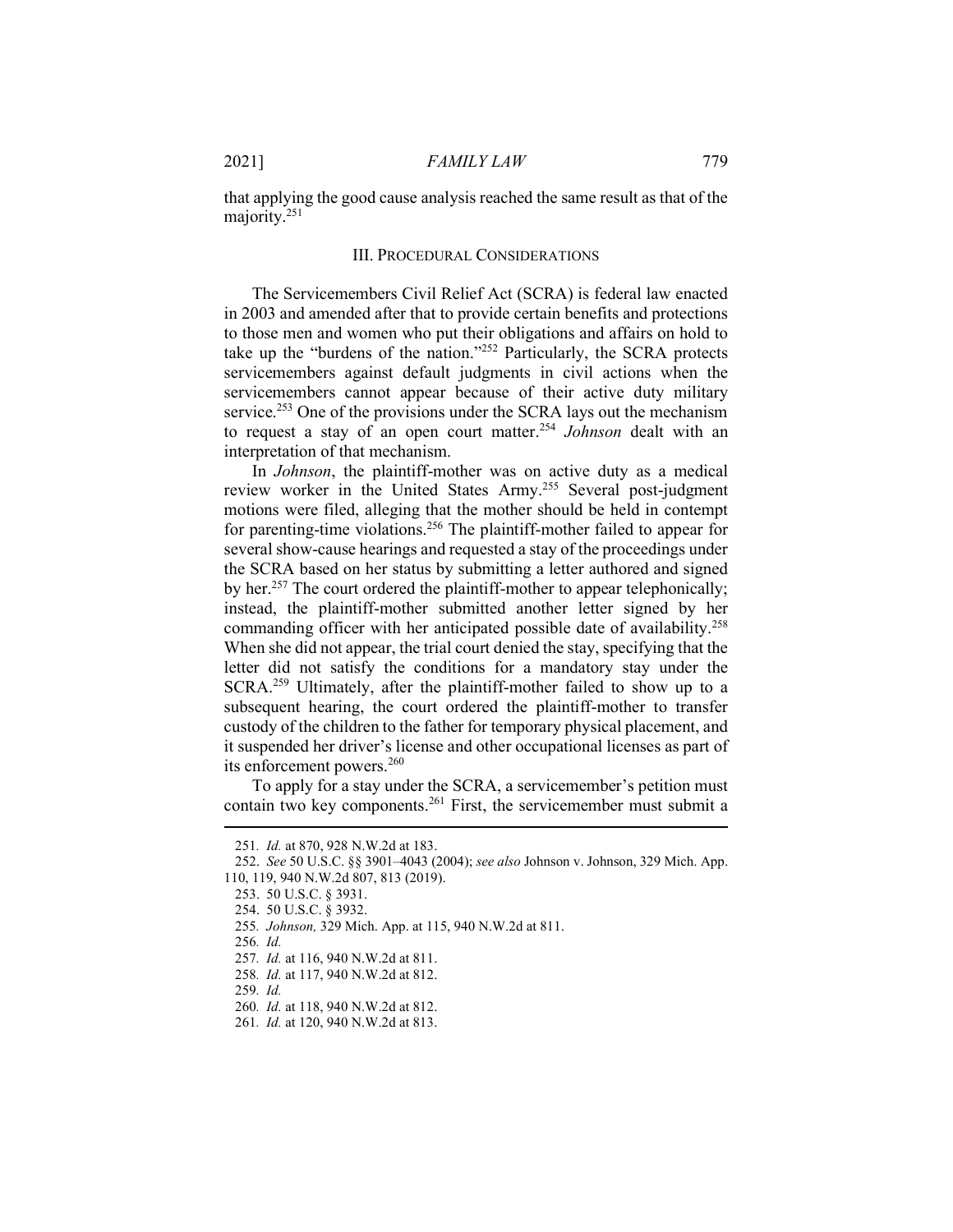that applying the good cause analysis reached the same result as that of the majority.[251]

## III. PROCEDURAL CONSIDERATIONS

The Servicemembers Civil Relief Act (SCRA) is federal law enacted in 2003 and amended after that to provide certain benefits and protections to those men and women who put their obligations and affairs on hold to take up the "burdens of the nation."[252] Particularly, the SCRA protects servicemembers against default judgments in civil actions when the servicemembers cannot appear because of their active duty military service.[253] One of the provisions under the SCRA lays out the mechanism to request a stay of an open court matter.[254] *Johnson* dealt with an interpretation of that mechanism.

In *Johnson*, the plaintiff-mother was on active duty as a medical review worker in the United States Army.[255] Several post-judgment motions were filed, alleging that the mother should be held in contempt for parenting-time violations.[256] The plaintiff-mother failed to appear for several show-cause hearings and requested a stay of the proceedings under the SCRA based on her status by submitting a letter authored and signed by her.[257] The court ordered the plaintiff-mother to appear telephonically; instead, the plaintiff-mother submitted another letter signed by her commanding officer with her anticipated possible date of availability.[258] When she did not appear, the trial court denied the stay, specifying that the letter did not satisfy the conditions for a mandatory stay under the SCRA.[259] Ultimately, after the plaintiff-mother failed to show up to a subsequent hearing, the court ordered the plaintiff-mother to transfer custody of the children to the father for temporary physical placement, and it suspended her driver's license and other occupational licenses as part of its enforcement powers.[260]

To apply for a stay under the SCRA, a servicemember's petition must contain two key components.[261] First, the servicemember must submit a

---

251. *Id.* at 870, 928 N.W.2d at 183.

252. *See* 50 U.S.C. §§ 3901–4043 (2004); *see also* Johnson v. Johnson, 329 Mich. App. 110, 119, 940 N.W.2d 807, 813 (2019).

253. 50 U.S.C. § 3931.

254. 50 U.S.C. § 3932.

255. *Johnson,* 329 Mich. App. at 115, 940 N.W.2d at 811.

256. *Id.*

257. *Id.* at 116, 940 N.W.2d at 811.

258. *Id.* at 117, 940 N.W.2d at 812.

259. *Id.*

260. *Id.* at 118, 940 N.W.2d at 812.

261. *Id.* at 120, 940 N.W.2d at 813.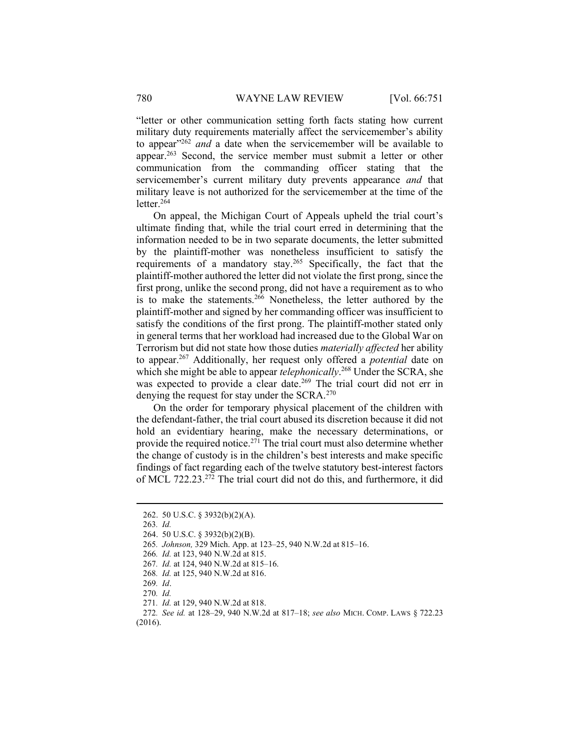"letter or other communication setting forth facts stating how current military duty requirements materially affect the servicemember's ability to appear"[262] *and* a date when the servicemember will be available to appear.[263] Second, the service member must submit a letter or other communication from the commanding officer stating that the servicemember's current military duty prevents appearance *and* that military leave is not authorized for the servicemember at the time of the letter.[264]

On appeal, the Michigan Court of Appeals upheld the trial court's ultimate finding that, while the trial court erred in determining that the information needed to be in two separate documents, the letter submitted by the plaintiff-mother was nonetheless insufficient to satisfy the requirements of a mandatory stay.[265] Specifically, the fact that the plaintiff-mother authored the letter did not violate the first prong, since the first prong, unlike the second prong, did not have a requirement as to who is to make the statements.[266] Nonetheless, the letter authored by the plaintiff-mother and signed by her commanding officer was insufficient to satisfy the conditions of the first prong. The plaintiff-mother stated only in general terms that her workload had increased due to the Global War on Terrorism but did not state how those duties *materially affected* her ability to appear.[267] Additionally, her request only offered a *potential* date on which she might be able to appear *telephonically*.[268] Under the SCRA, she was expected to provide a clear date.[269] The trial court did not err in denying the request for stay under the SCRA.[270]

On the order for temporary physical placement of the children with the defendant-father, the trial court abused its discretion because it did not hold an evidentiary hearing, make the necessary determinations, or provide the required notice.[271] The trial court must also determine whether the change of custody is in the children's best interests and make specific findings of fact regarding each of the twelve statutory best-interest factors of MCL 722.23.[272] The trial court did not do this, and furthermore, it did

---

262. 50 U.S.C. § 3932(b)(2)(A).

263. *Id.*

264. 50 U.S.C. § 3932(b)(2)(B).

265. *Johnson,* 329 Mich. App. at 123–25, 940 N.W.2d at 815–16.

266. *Id.* at 123, 940 N.W.2d at 815.

267. *Id.* at 124, 940 N.W.2d at 815–16.

268. *Id.* at 125, 940 N.W.2d at 816.

269. *Id*.

270. *Id.*

271. *Id.* at 129, 940 N.W.2d at 818.

272. *See id.* at 128–29, 940 N.W.2d at 817–18; *see also* MICH. COMP. LAWS § 722.23 (2016).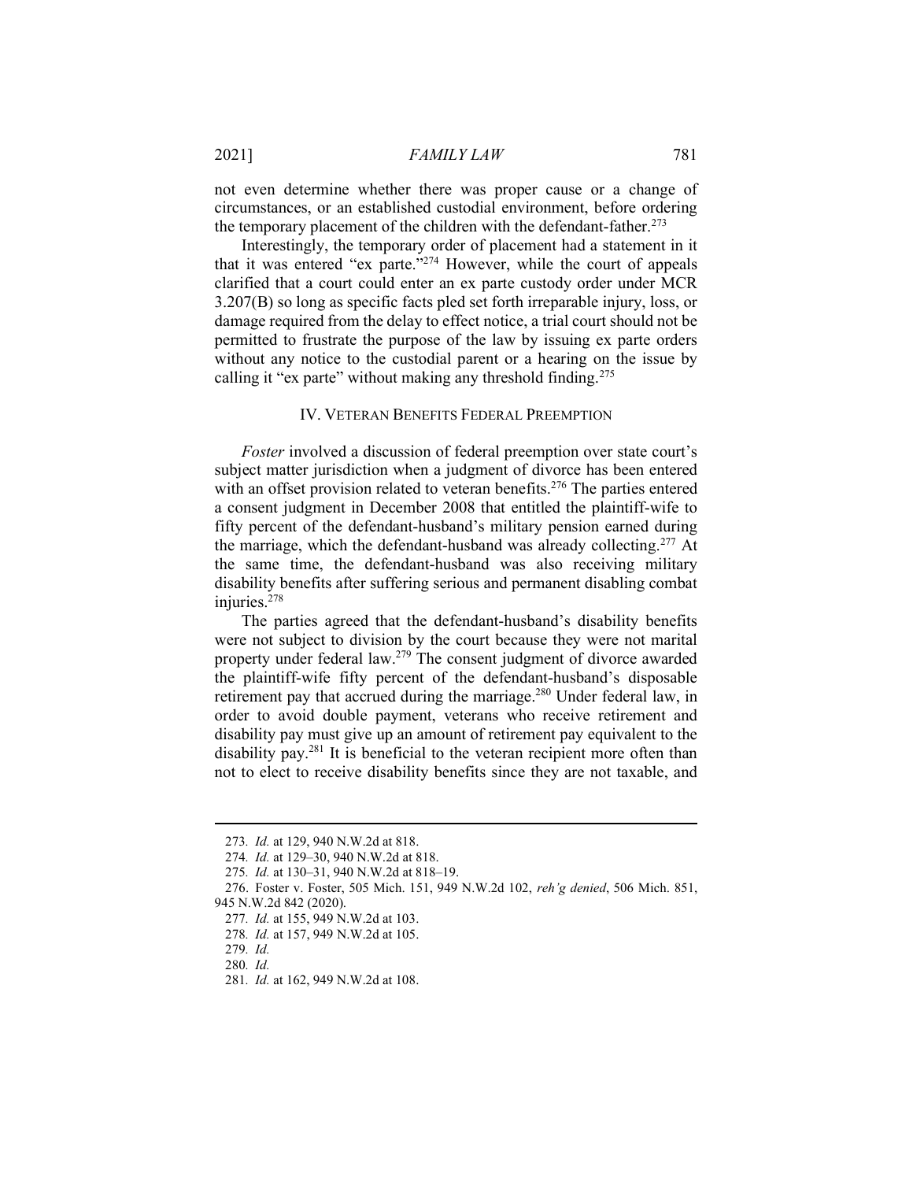not even determine whether there was proper cause or a change of circumstances, or an established custodial environment, before ordering the temporary placement of the children with the defendant-father.[273]

Interestingly, the temporary order of placement had a statement in it that it was entered "ex parte."[274] However, while the court of appeals clarified that a court could enter an ex parte custody order under MCR 3.207(B) so long as specific facts pled set forth irreparable injury, loss, or damage required from the delay to effect notice, a trial court should not be permitted to frustrate the purpose of the law by issuing ex parte orders without any notice to the custodial parent or a hearing on the issue by calling it "ex parte" without making any threshold finding.[275]

## IV. Veteran Benefits Federal Preemption

*Foster* involved a discussion of federal preemption over state court's subject matter jurisdiction when a judgment of divorce has been entered with an offset provision related to veteran benefits.[276] The parties entered a consent judgment in December 2008 that entitled the plaintiff-wife to fifty percent of the defendant-husband's military pension earned during the marriage, which the defendant-husband was already collecting.[277] At the same time, the defendant-husband was also receiving military disability benefits after suffering serious and permanent disabling combat injuries.[278]

The parties agreed that the defendant-husband's disability benefits were not subject to division by the court because they were not marital property under federal law.[279] The consent judgment of divorce awarded the plaintiff-wife fifty percent of the defendant-husband's disposable retirement pay that accrued during the marriage.[280] Under federal law, in order to avoid double payment, veterans who receive retirement and disability pay must give up an amount of retirement pay equivalent to the disability pay.[281] It is beneficial to the veteran recipient more often than not to elect to receive disability benefits since they are not taxable, and

---

273. *Id.* at 129, 940 N.W.2d at 818.

274. *Id.* at 129–30, 940 N.W.2d at 818.

275. *Id.* at 130–31, 940 N.W.2d at 818–19.

276. Foster v. Foster, 505 Mich. 151, 949 N.W.2d 102, *reh'g denied*, 506 Mich. 851, 945 N.W.2d 842 (2020).

277. *Id.* at 155, 949 N.W.2d at 103.

278. *Id.* at 157, 949 N.W.2d at 105.

279. *Id.*

280. *Id.*

281. *Id.* at 162, 949 N.W.2d at 108.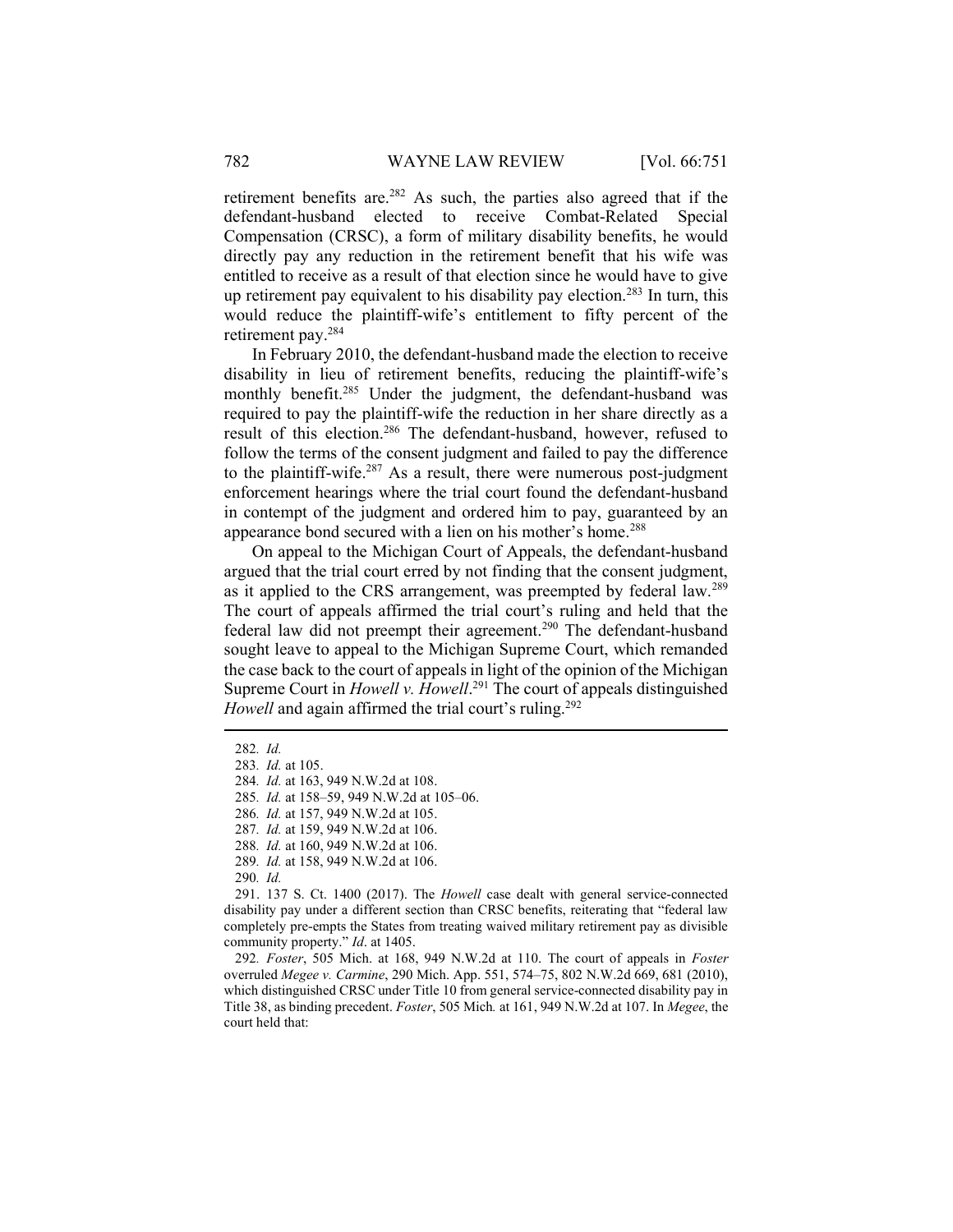retirement benefits are.[282] As such, the parties also agreed that if the defendant-husband elected to receive Combat-Related Special Compensation (CRSC), a form of military disability benefits, he would directly pay any reduction in the retirement benefit that his wife was entitled to receive as a result of that election since he would have to give up retirement pay equivalent to his disability pay election.[283] In turn, this would reduce the plaintiff-wife's entitlement to fifty percent of the retirement pay.[284]

In February 2010, the defendant-husband made the election to receive disability in lieu of retirement benefits, reducing the plaintiff-wife's monthly benefit.[285] Under the judgment, the defendant-husband was required to pay the plaintiff-wife the reduction in her share directly as a result of this election.[286] The defendant-husband, however, refused to follow the terms of the consent judgment and failed to pay the difference to the plaintiff-wife.[287] As a result, there were numerous post-judgment enforcement hearings where the trial court found the defendant-husband in contempt of the judgment and ordered him to pay, guaranteed by an appearance bond secured with a lien on his mother's home.[288]

On appeal to the Michigan Court of Appeals, the defendant-husband argued that the trial court erred by not finding that the consent judgment, as it applied to the CRS arrangement, was preempted by federal law.[289] The court of appeals affirmed the trial court's ruling and held that the federal law did not preempt their agreement.[290] The defendant-husband sought leave to appeal to the Michigan Supreme Court, which remanded the case back to the court of appeals in light of the opinion of the Michigan Supreme Court in *Howell v. Howell*.[291] The court of appeals distinguished *Howell* and again affirmed the trial court's ruling.[292]

---

282. *Id.*

283. *Id.* at 105.

284. *Id.* at 163, 949 N.W.2d at 108.

285. *Id.* at 158–59, 949 N.W.2d at 105–06.

286. *Id.* at 157, 949 N.W.2d at 105.

287. *Id.* at 159, 949 N.W.2d at 106.

288. *Id.* at 160, 949 N.W.2d at 106.

289. *Id.* at 158, 949 N.W.2d at 106.

290. *Id.*

291. 137 S. Ct. 1400 (2017). The *Howell* case dealt with general service-connected disability pay under a different section than CRSC benefits, reiterating that "federal law completely pre-empts the States from treating waived military retirement pay as divisible community property." *Id*. at 1405.

292. *Foster*, 505 Mich. at 168, 949 N.W.2d at 110. The court of appeals in *Foster* overruled *Megee v. Carmine*, 290 Mich. App. 551, 574–75, 802 N.W.2d 669, 681 (2010), which distinguished CRSC under Title 10 from general service-connected disability pay in Title 38, as binding precedent. *Foster*, 505 Mich*.* at 161, 949 N.W.2d at 107. In *Megee*, the court held that: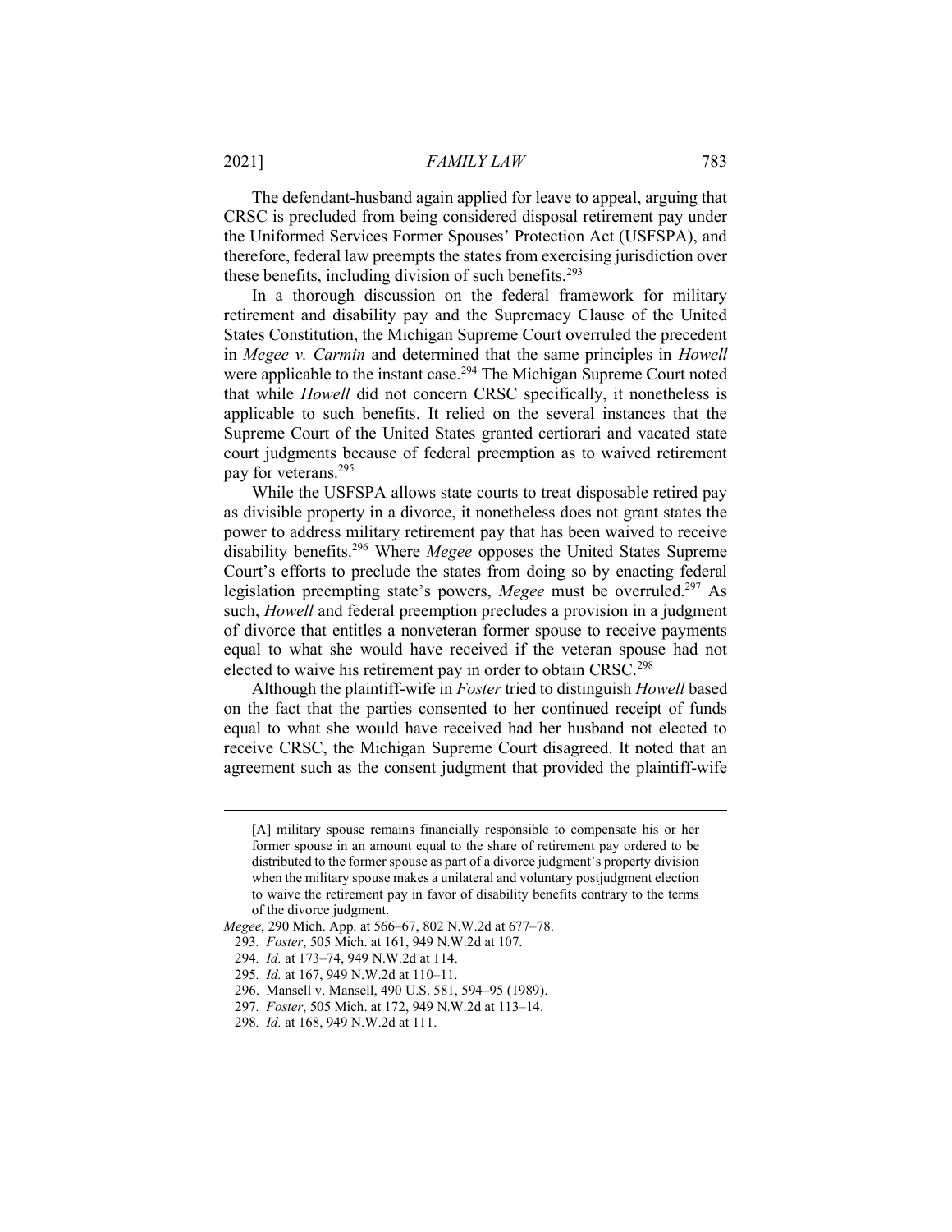The defendant-husband again applied for leave to appeal, arguing that CRSC is precluded from being considered disposal retirement pay under the Uniformed Services Former Spouses' Protection Act (USFSPA), and therefore, federal law preempts the states from exercising jurisdiction over these benefits, including division of such benefits.[293]

In a thorough discussion on the federal framework for military retirement and disability pay and the Supremacy Clause of the United States Constitution, the Michigan Supreme Court overruled the precedent in *Megee v. Carmin* and determined that the same principles in *Howell* were applicable to the instant case.[294] The Michigan Supreme Court noted that while *Howell* did not concern CRSC specifically, it nonetheless is applicable to such benefits. It relied on the several instances that the Supreme Court of the United States granted certiorari and vacated state court judgments because of federal preemption as to waived retirement pay for veterans.[295]

While the USFSPA allows state courts to treat disposable retired pay as divisible property in a divorce, it nonetheless does not grant states the power to address military retirement pay that has been waived to receive disability benefits.[296] Where *Megee* opposes the United States Supreme Court's efforts to preclude the states from doing so by enacting federal legislation preempting state's powers, *Megee* must be overruled.[297] As such, *Howell* and federal preemption precludes a provision in a judgment of divorce that entitles a nonveteran former spouse to receive payments equal to what she would have received if the veteran spouse had not elected to waive his retirement pay in order to obtain CRSC.[298]

Although the plaintiff-wife in *Foster* tried to distinguish *Howell* based on the fact that the parties consented to her continued receipt of funds equal to what she would have received had her husband not elected to receive CRSC, the Michigan Supreme Court disagreed. It noted that an agreement such as the consent judgment that provided the plaintiff-wife

---

> [A] military spouse remains financially responsible to compensate his or her former spouse in an amount equal to the share of retirement pay ordered to be distributed to the former spouse as part of a divorce judgment's property division when the military spouse makes a unilateral and voluntary postjudgment election to waive the retirement pay in favor of disability benefits contrary to the terms of the divorce judgment.

*Megee*, 290 Mich. App. at 566–67, 802 N.W.2d at 677–78.

293. *Foster*, 505 Mich. at 161, 949 N.W.2d at 107.

294. *Id.* at 173–74, 949 N.W.2d at 114.

295. *Id.* at 167, 949 N.W.2d at 110–11.

296. Mansell v. Mansell, 490 U.S. 581, 594–95 (1989).

297. *Foster*, 505 Mich. at 172, 949 N.W.2d at 113–14.

298. *Id.* at 168, 949 N.W.2d at 111.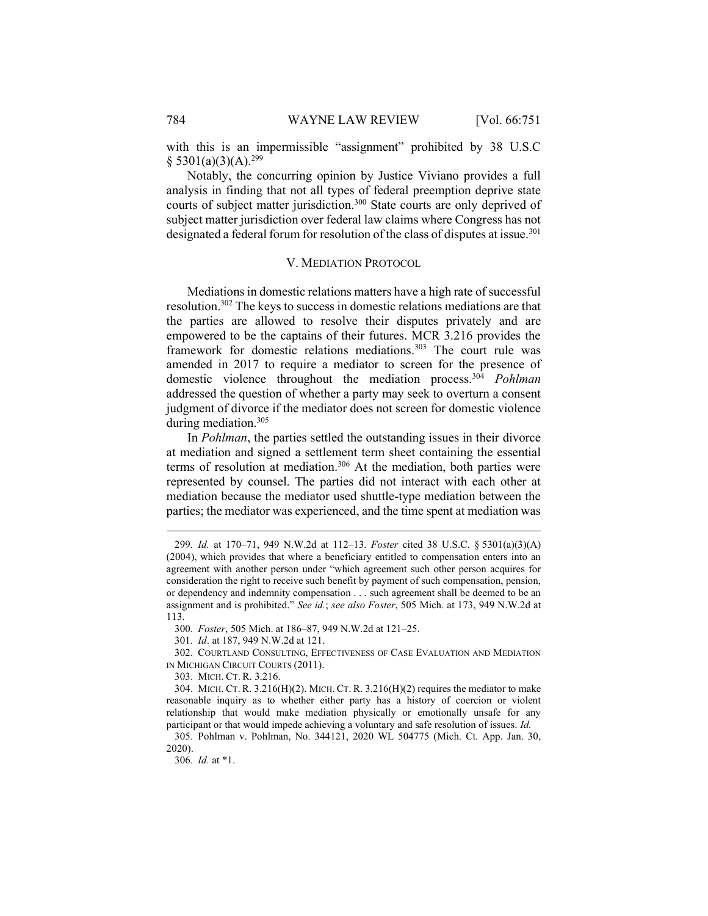with this is an impermissible "assignment" prohibited by 38 U.S.C § 5301(a)(3)(A).[299]

Notably, the concurring opinion by Justice Viviano provides a full analysis in finding that not all types of federal preemption deprive state courts of subject matter jurisdiction.[300] State courts are only deprived of subject matter jurisdiction over federal law claims where Congress has not designated a federal forum for resolution of the class of disputes at issue.[301]

## V. MEDIATION PROTOCOL

Mediations in domestic relations matters have a high rate of successful resolution.[302] The keys to success in domestic relations mediations are that the parties are allowed to resolve their disputes privately and are empowered to be the captains of their futures. MCR 3.216 provides the framework for domestic relations mediations.[303] The court rule was amended in 2017 to require a mediator to screen for the presence of domestic violence throughout the mediation process.[304] *Pohlman* addressed the question of whether a party may seek to overturn a consent judgment of divorce if the mediator does not screen for domestic violence during mediation.[305]

In *Pohlman*, the parties settled the outstanding issues in their divorce at mediation and signed a settlement term sheet containing the essential terms of resolution at mediation.[306] At the mediation, both parties were represented by counsel. The parties did not interact with each other at mediation because the mediator used shuttle-type mediation between the parties; the mediator was experienced, and the time spent at mediation was

---

299. *Id.* at 170–71, 949 N.W.2d at 112–13. *Foster* cited 38 U.S.C. § 5301(a)(3)(A) (2004), which provides that where a beneficiary entitled to compensation enters into an agreement with another person under "which agreement such other person acquires for consideration the right to receive such benefit by payment of such compensation, pension, or dependency and indemnity compensation . . . such agreement shall be deemed to be an assignment and is prohibited." *See id.*; *see also Foster*, 505 Mich. at 173, 949 N.W.2d at 113.

300. *Foster*, 505 Mich. at 186–87, 949 N.W.2d at 121–25.

301. *Id*. at 187, 949 N.W.2d at 121.

302. COURTLAND CONSULTING, EFFECTIVENESS OF CASE EVALUATION AND MEDIATION IN MICHIGAN CIRCUIT COURTS (2011).

303. MICH. CT. R. 3.216.

304. MICH. CT. R. 3.216(H)(2). MICH. CT. R. 3.216(H)(2) requires the mediator to make reasonable inquiry as to whether either party has a history of coercion or violent relationship that would make mediation physically or emotionally unsafe for any participant or that would impede achieving a voluntary and safe resolution of issues. *Id.*

305. Pohlman v. Pohlman, No. 344121, 2020 WL 504775 (Mich. Ct. App. Jan. 30, 2020).

306. *Id.* at *1.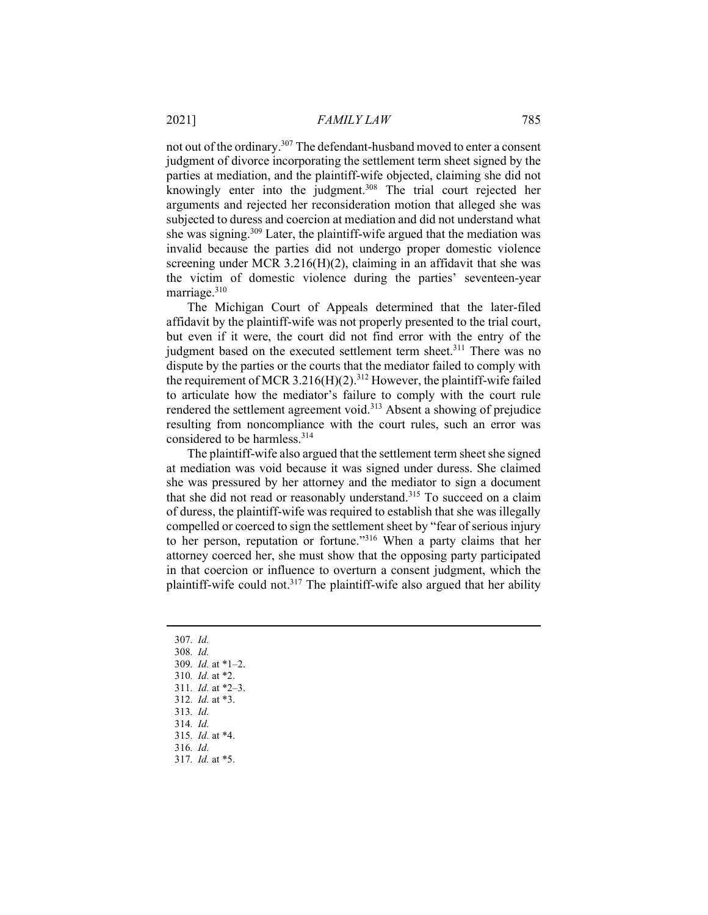not out of the ordinary.[307] The defendant-husband moved to enter a consent judgment of divorce incorporating the settlement term sheet signed by the parties at mediation, and the plaintiff-wife objected, claiming she did not knowingly enter into the judgment.[308] The trial court rejected her arguments and rejected her reconsideration motion that alleged she was subjected to duress and coercion at mediation and did not understand what she was signing.[309] Later, the plaintiff-wife argued that the mediation was invalid because the parties did not undergo proper domestic violence screening under MCR 3.216(H)(2), claiming in an affidavit that she was the victim of domestic violence during the parties' seventeen-year marriage.[310]

The Michigan Court of Appeals determined that the later-filed affidavit by the plaintiff-wife was not properly presented to the trial court, but even if it were, the court did not find error with the entry of the judgment based on the executed settlement term sheet.[311] There was no dispute by the parties or the courts that the mediator failed to comply with the requirement of MCR 3.216(H)(2).[312] However, the plaintiff-wife failed to articulate how the mediator's failure to comply with the court rule rendered the settlement agreement void.[313] Absent a showing of prejudice resulting from noncompliance with the court rules, such an error was considered to be harmless.[314]

The plaintiff-wife also argued that the settlement term sheet she signed at mediation was void because it was signed under duress. She claimed she was pressured by her attorney and the mediator to sign a document that she did not read or reasonably understand.[315] To succeed on a claim of duress, the plaintiff-wife was required to establish that she was illegally compelled or coerced to sign the settlement sheet by "fear of serious injury to her person, reputation or fortune."[316] When a party claims that her attorney coerced her, she must show that the opposing party participated in that coercion or influence to overturn a consent judgment, which the plaintiff-wife could not.[317] The plaintiff-wife also argued that her ability

---

307. *Id.*
308. *Id.*
309. *Id.* at *1–2.
310. *Id.* at *2.
311. *Id.* at *2–3.
312. *Id.* at *3.
313. *Id.*
314. *Id.*
315. *Id.* at *4.
316. *Id.*
317. *Id.* at *5.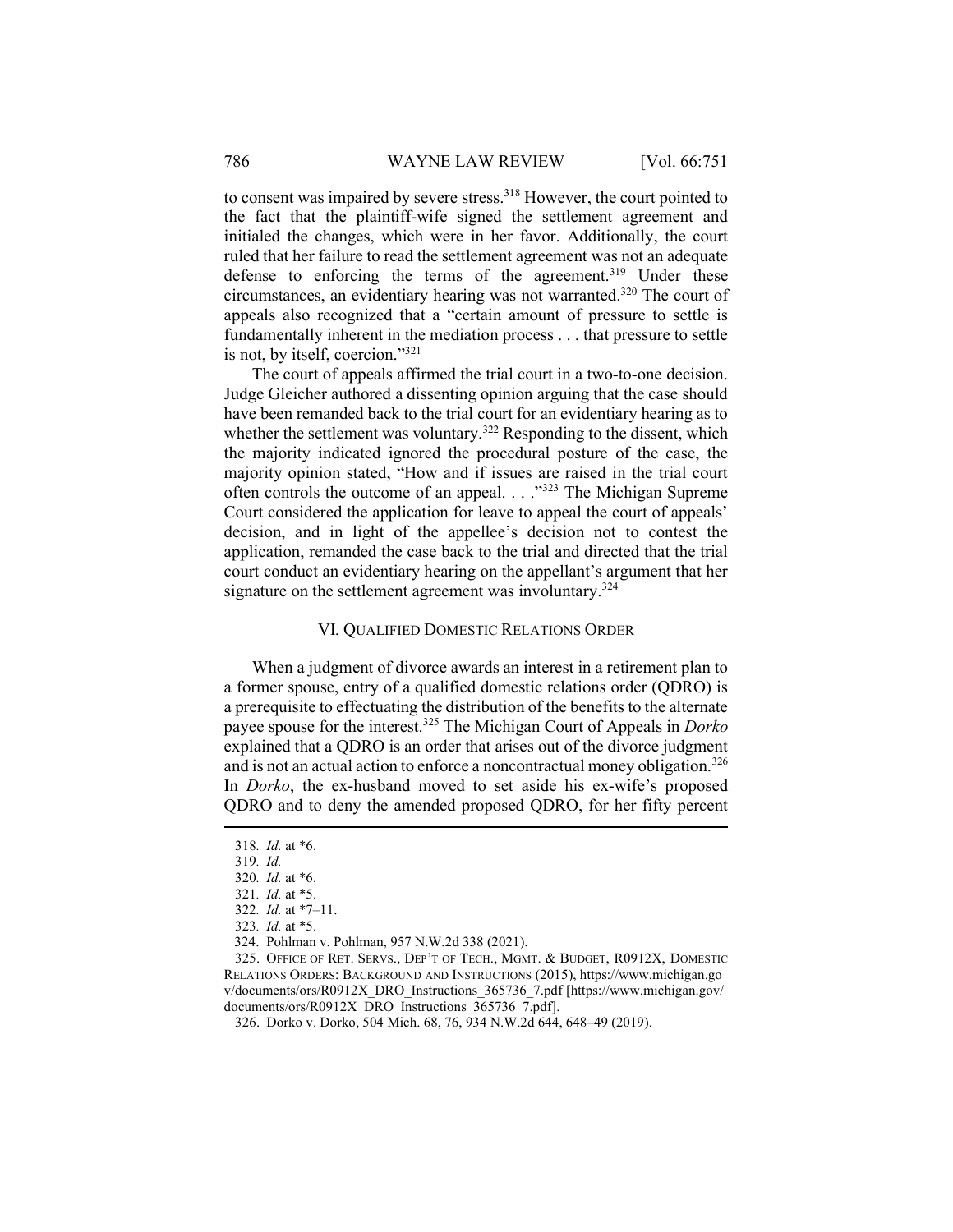to consent was impaired by severe stress.[318] However, the court pointed to the fact that the plaintiff-wife signed the settlement agreement and initialed the changes, which were in her favor. Additionally, the court ruled that her failure to read the settlement agreement was not an adequate defense to enforcing the terms of the agreement.[319] Under these circumstances, an evidentiary hearing was not warranted.[320] The court of appeals also recognized that a "certain amount of pressure to settle is fundamentally inherent in the mediation process . . . that pressure to settle is not, by itself, coercion."[321]

The court of appeals affirmed the trial court in a two-to-one decision. Judge Gleicher authored a dissenting opinion arguing that the case should have been remanded back to the trial court for an evidentiary hearing as to whether the settlement was voluntary.[322] Responding to the dissent, which the majority indicated ignored the procedural posture of the case, the majority opinion stated, "How and if issues are raised in the trial court often controls the outcome of an appeal. . . ."[323] The Michigan Supreme Court considered the application for leave to appeal the court of appeals' decision, and in light of the appellee's decision not to contest the application, remanded the case back to the trial and directed that the trial court conduct an evidentiary hearing on the appellant's argument that her signature on the settlement agreement was involuntary.[324]

## VI. QUALIFIED DOMESTIC RELATIONS ORDER

When a judgment of divorce awards an interest in a retirement plan to a former spouse, entry of a qualified domestic relations order (QDRO) is a prerequisite to effectuating the distribution of the benefits to the alternate payee spouse for the interest.[325] The Michigan Court of Appeals in *Dorko* explained that a QDRO is an order that arises out of the divorce judgment and is not an actual action to enforce a noncontractual money obligation.[326] In *Dorko*, the ex-husband moved to set aside his ex-wife's proposed QDRO and to deny the amended proposed QDRO, for her fifty percent

---

318. *Id.* at *6.

319. *Id.*

320. *Id.* at *6.

321. *Id.* at *5.

322. *Id.* at *7–11.

323. *Id.* at *5.

324. Pohlman v. Pohlman, 957 N.W.2d 338 (2021).

325. OFFICE OF RET. SERVS., DEP'T OF TECH., MGMT. & BUDGET, R0912X, DOMESTIC RELATIONS ORDERS: BACKGROUND AND INSTRUCTIONS (2015), https://www.michigan.gov/documents/ors/R0912X_DRO_Instructions_365736_7.pdf [https://www.michigan.gov/documents/ors/R0912X_DRO_Instructions_365736_7.pdf].

326. Dorko v. Dorko, 504 Mich. 68, 76, 934 N.W.2d 644, 648–49 (2019).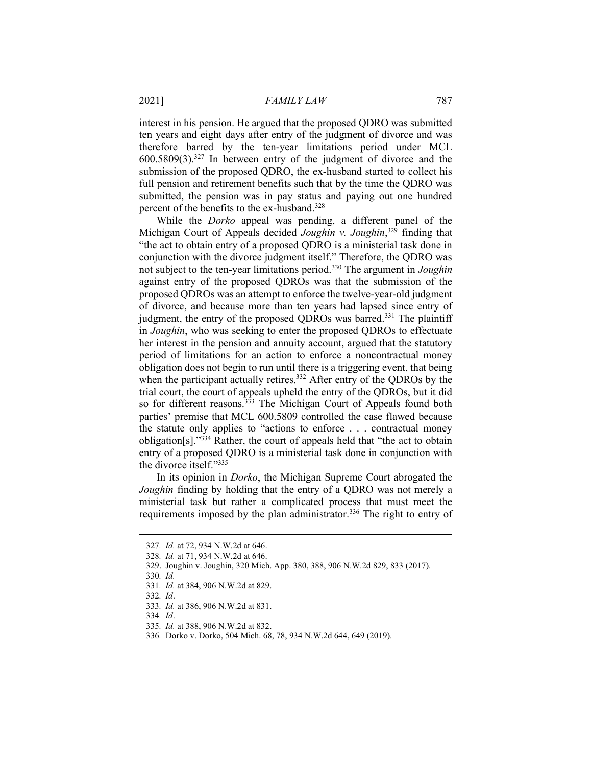interest in his pension. He argued that the proposed QDRO was submitted ten years and eight days after entry of the judgment of divorce and was therefore barred by the ten-year limitations period under MCL 600.5809(3).[327] In between entry of the judgment of divorce and the submission of the proposed QDRO, the ex-husband started to collect his full pension and retirement benefits such that by the time the QDRO was submitted, the pension was in pay status and paying out one hundred percent of the benefits to the ex-husband.[328]

While the *Dorko* appeal was pending, a different panel of the Michigan Court of Appeals decided *Joughin v. Joughin*,[329] finding that "the act to obtain entry of a proposed QDRO is a ministerial task done in conjunction with the divorce judgment itself." Therefore, the QDRO was not subject to the ten-year limitations period.[330] The argument in *Joughin* against entry of the proposed QDROs was that the submission of the proposed QDROs was an attempt to enforce the twelve-year-old judgment of divorce, and because more than ten years had lapsed since entry of judgment, the entry of the proposed QDROs was barred.[331] The plaintiff in *Joughin*, who was seeking to enter the proposed QDROs to effectuate her interest in the pension and annuity account, argued that the statutory period of limitations for an action to enforce a noncontractual money obligation does not begin to run until there is a triggering event, that being when the participant actually retires.[332] After entry of the QDROs by the trial court, the court of appeals upheld the entry of the QDROs, but it did so for different reasons.[333] The Michigan Court of Appeals found both parties' premise that MCL 600.5809 controlled the case flawed because the statute only applies to "actions to enforce . . . contractual money obligation[s]."[334] Rather, the court of appeals held that "the act to obtain entry of a proposed QDRO is a ministerial task done in conjunction with the divorce itself."[335]

In its opinion in *Dorko*, the Michigan Supreme Court abrogated the *Joughin* finding by holding that the entry of a QDRO was not merely a ministerial task but rather a complicated process that must meet the requirements imposed by the plan administrator.[336] The right to entry of

---

327. *Id.* at 72, 934 N.W.2d at 646.

328. *Id.* at 71, 934 N.W.2d at 646.

329. Joughin v. Joughin, 320 Mich. App. 380, 388, 906 N.W.2d 829, 833 (2017).

330. *Id.*

331. *Id.* at 384, 906 N.W.2d at 829.

332. *Id*.

333. *Id.* at 386, 906 N.W.2d at 831.

334. *Id*.

335. *Id.* at 388, 906 N.W.2d at 832.

336. Dorko v. Dorko, 504 Mich. 68, 78, 934 N.W.2d 644, 649 (2019).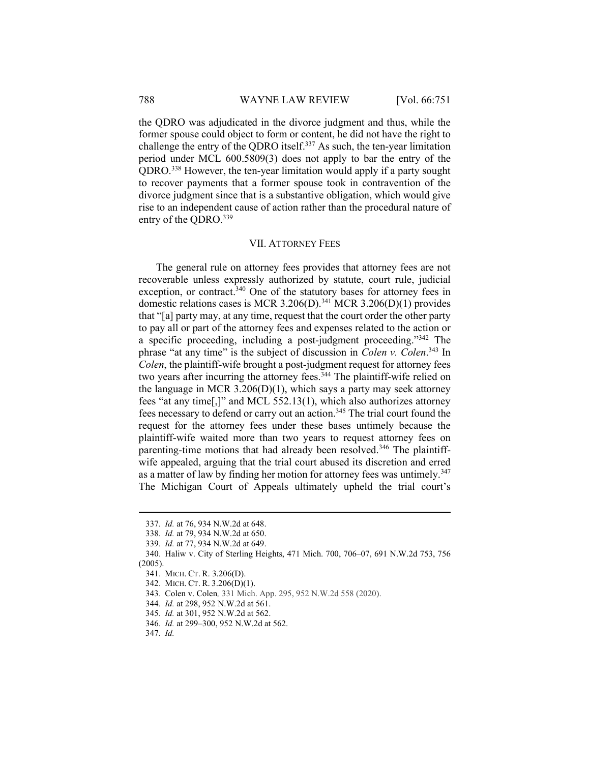the QDRO was adjudicated in the divorce judgment and thus, while the former spouse could object to form or content, he did not have the right to challenge the entry of the QDRO itself.[337] As such, the ten-year limitation period under MCL 600.5809(3) does not apply to bar the entry of the QDRO.[338] However, the ten-year limitation would apply if a party sought to recover payments that a former spouse took in contravention of the divorce judgment since that is a substantive obligation, which would give rise to an independent cause of action rather than the procedural nature of entry of the QDRO.[339]

## VII. ATTORNEY FEES

The general rule on attorney fees provides that attorney fees are not recoverable unless expressly authorized by statute, court rule, judicial exception, or contract.[340] One of the statutory bases for attorney fees in domestic relations cases is MCR 3.206(D).[341] MCR 3.206(D)(1) provides that "[a] party may, at any time, request that the court order the other party to pay all or part of the attorney fees and expenses related to the action or a specific proceeding, including a post-judgment proceeding."[342] The phrase "at any time" is the subject of discussion in *Colen v. Colen*.[343] In *Colen*, the plaintiff-wife brought a post-judgment request for attorney fees two years after incurring the attorney fees.[344] The plaintiff-wife relied on the language in MCR 3.206(D)(1), which says a party may seek attorney fees "at any time[,]" and MCL 552.13(1), which also authorizes attorney fees necessary to defend or carry out an action.[345] The trial court found the request for the attorney fees under these bases untimely because the plaintiff-wife waited more than two years to request attorney fees on parenting-time motions that had already been resolved.[346] The plaintiff-wife appealed, arguing that the trial court abused its discretion and erred as a matter of law by finding her motion for attorney fees was untimely.[347] The Michigan Court of Appeals ultimately upheld the trial court's

---

337. *Id.* at 76, 934 N.W.2d at 648.
338. *Id.* at 79, 934 N.W.2d at 650.
339. *Id.* at 77, 934 N.W.2d at 649.
340. Haliw v. City of Sterling Heights, 471 Mich. 700, 706–07, 691 N.W.2d 753, 756 (2005).
341. MICH. CT. R. 3.206(D).
342. MICH. CT. R. 3.206(D)(1).
343. Colen v. Colen, 331 Mich. App. 295, 952 N.W.2d 558 (2020).
344. *Id.* at 298, 952 N.W.2d at 561.
345. *Id.* at 301, 952 N.W.2d at 562.
346. *Id.* at 299–300, 952 N.W.2d at 562.
347. *Id.*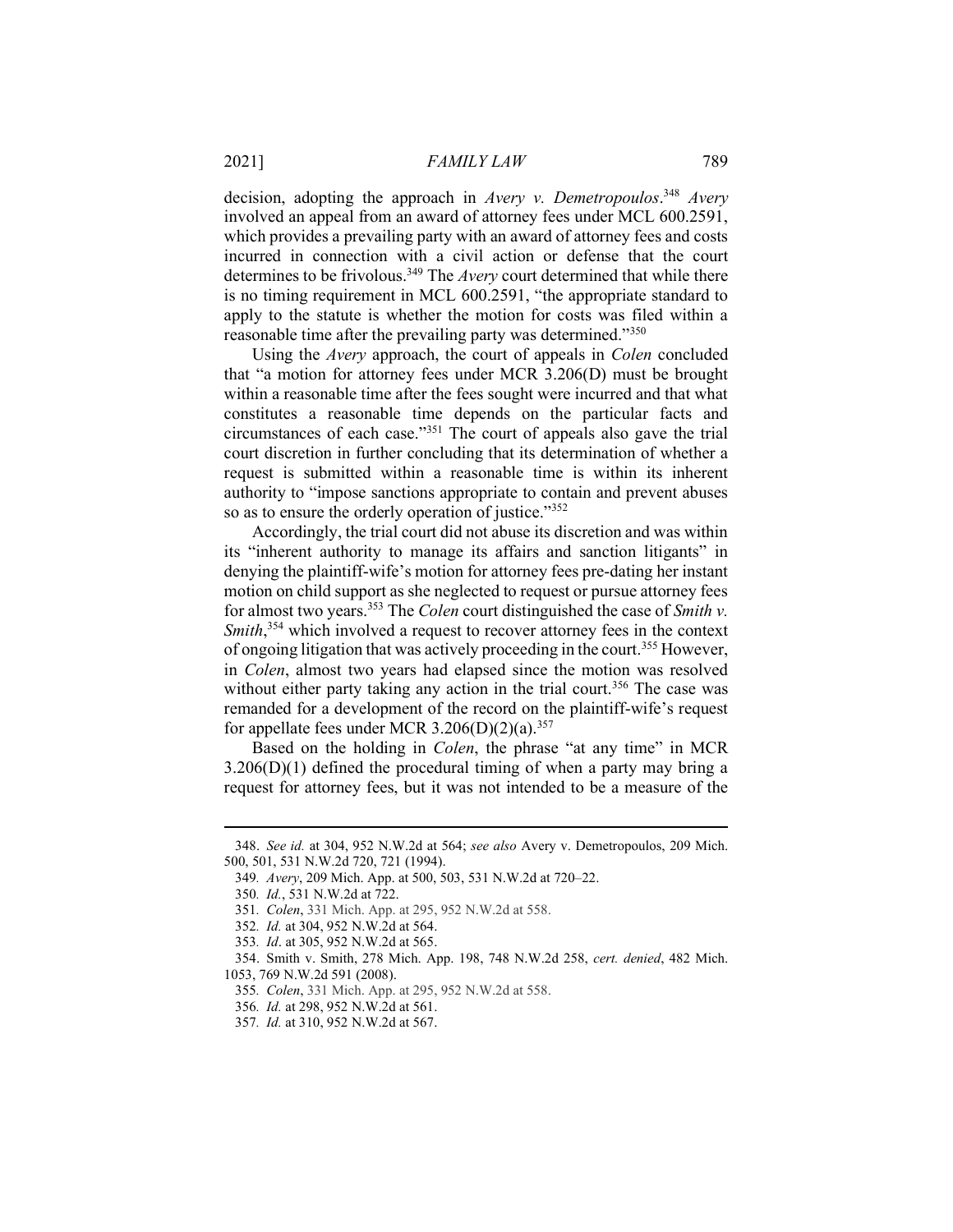decision, adopting the approach in *Avery v. Demetropoulos*.[348] *Avery* involved an appeal from an award of attorney fees under MCL 600.2591, which provides a prevailing party with an award of attorney fees and costs incurred in connection with a civil action or defense that the court determines to be frivolous.[349] The *Avery* court determined that while there is no timing requirement in MCL 600.2591, "the appropriate standard to apply to the statute is whether the motion for costs was filed within a reasonable time after the prevailing party was determined."[350]

Using the *Avery* approach, the court of appeals in *Colen* concluded that "a motion for attorney fees under MCR 3.206(D) must be brought within a reasonable time after the fees sought were incurred and that what constitutes a reasonable time depends on the particular facts and circumstances of each case."[351] The court of appeals also gave the trial court discretion in further concluding that its determination of whether a request is submitted within a reasonable time is within its inherent authority to "impose sanctions appropriate to contain and prevent abuses so as to ensure the orderly operation of justice."[352]

Accordingly, the trial court did not abuse its discretion and was within its "inherent authority to manage its affairs and sanction litigants" in denying the plaintiff-wife's motion for attorney fees pre-dating her instant motion on child support as she neglected to request or pursue attorney fees for almost two years.[353] The *Colen* court distinguished the case of *Smith v. Smith*,[354] which involved a request to recover attorney fees in the context of ongoing litigation that was actively proceeding in the court.[355] However, in *Colen*, almost two years had elapsed since the motion was resolved without either party taking any action in the trial court.[356] The case was remanded for a development of the record on the plaintiff-wife's request for appellate fees under MCR 3.206(D)(2)(a).[357]

Based on the holding in *Colen*, the phrase "at any time" in MCR 3.206(D)(1) defined the procedural timing of when a party may bring a request for attorney fees, but it was not intended to be a measure of the

---

348. *See id.* at 304, 952 N.W.2d at 564; *see also* Avery v. Demetropoulos, 209 Mich. 500, 501, 531 N.W.2d 720, 721 (1994).

349. *Avery*, 209 Mich. App. at 500, 503, 531 N.W.2d at 720–22.

350. *Id.*, 531 N.W.2d at 722.

351. *Colen*, 331 Mich. App. at 295, 952 N.W.2d at 558.

352. *Id.* at 304, 952 N.W.2d at 564.

353. *Id*. at 305, 952 N.W.2d at 565.

354. Smith v. Smith, 278 Mich. App. 198, 748 N.W.2d 258, *cert. denied*, 482 Mich. 1053, 769 N.W.2d 591 (2008).

355. *Colen*, 331 Mich. App. at 295, 952 N.W.2d at 558.

356. *Id.* at 298, 952 N.W.2d at 561.

357. *Id.* at 310, 952 N.W.2d at 567.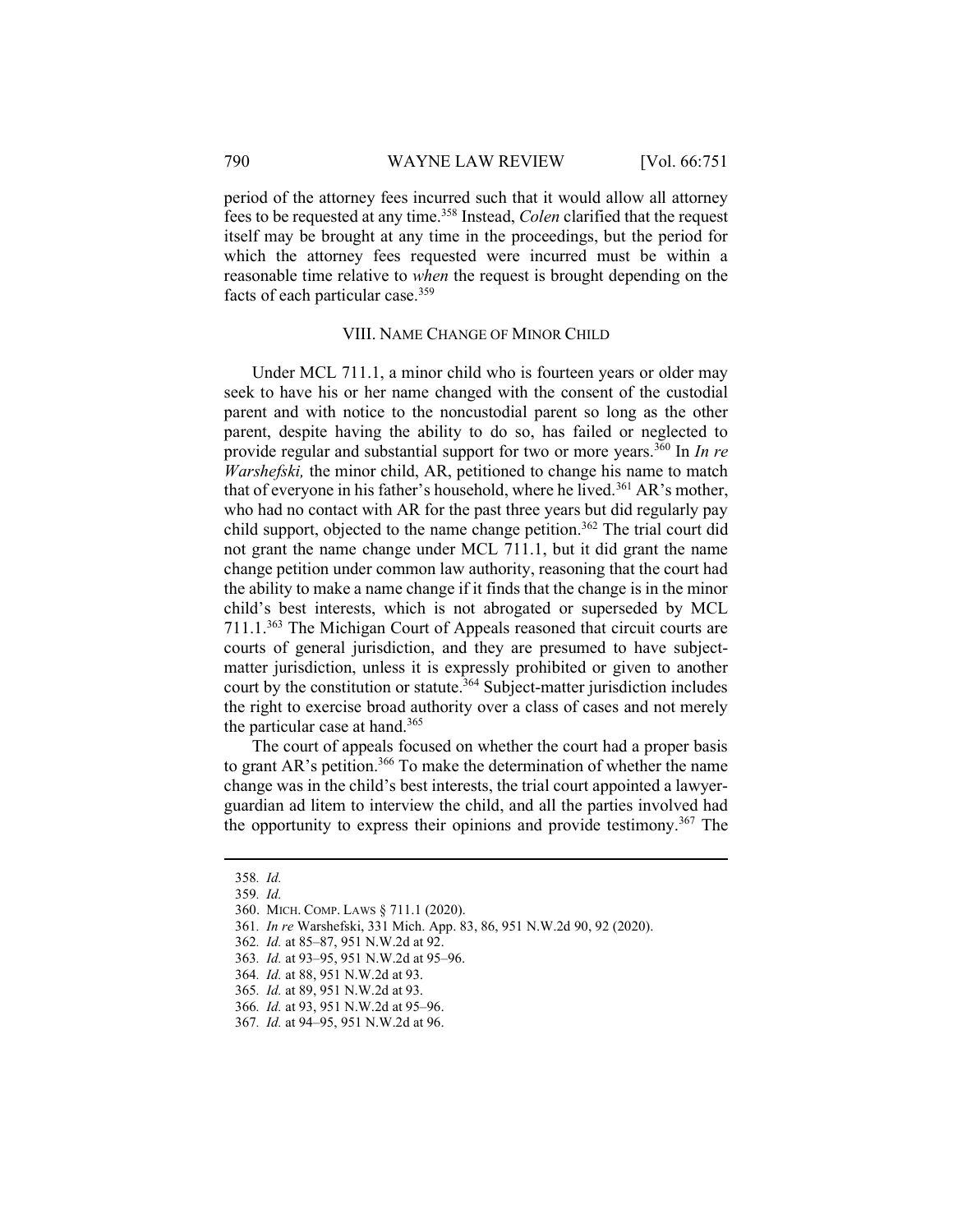period of the attorney fees incurred such that it would allow all attorney fees to be requested at any time.[358] Instead, *Colen* clarified that the request itself may be brought at any time in the proceedings, but the period for which the attorney fees requested were incurred must be within a reasonable time relative to *when* the request is brought depending on the facts of each particular case.[359]

## VIII. NAME CHANGE OF MINOR CHILD

Under MCL 711.1, a minor child who is fourteen years or older may seek to have his or her name changed with the consent of the custodial parent and with notice to the noncustodial parent so long as the other parent, despite having the ability to do so, has failed or neglected to provide regular and substantial support for two or more years.[360] In *In re Warshefski,* the minor child, AR, petitioned to change his name to match that of everyone in his father's household, where he lived.[361] AR's mother, who had no contact with AR for the past three years but did regularly pay child support, objected to the name change petition.[362] The trial court did not grant the name change under MCL 711.1, but it did grant the name change petition under common law authority, reasoning that the court had the ability to make a name change if it finds that the change is in the minor child's best interests, which is not abrogated or superseded by MCL 711.1.[363] The Michigan Court of Appeals reasoned that circuit courts are courts of general jurisdiction, and they are presumed to have subject-matter jurisdiction, unless it is expressly prohibited or given to another court by the constitution or statute.[364] Subject-matter jurisdiction includes the right to exercise broad authority over a class of cases and not merely the particular case at hand.[365]

The court of appeals focused on whether the court had a proper basis to grant AR's petition.[366] To make the determination of whether the name change was in the child's best interests, the trial court appointed a lawyer-guardian ad litem to interview the child, and all the parties involved had the opportunity to express their opinions and provide testimony.[367] The

---

358. *Id.*

359. *Id.*

360. MICH. COMP. LAWS § 711.1 (2020).

361. *In re* Warshefski, 331 Mich. App. 83, 86, 951 N.W.2d 90, 92 (2020).

362. *Id.* at 85–87, 951 N.W.2d at 92.

363. *Id.* at 93–95, 951 N.W.2d at 95–96.

364. *Id.* at 88, 951 N.W.2d at 93.

365. *Id.* at 89, 951 N.W.2d at 93.

366. *Id.* at 93, 951 N.W.2d at 95–96.

367. *Id.* at 94–95, 951 N.W.2d at 96.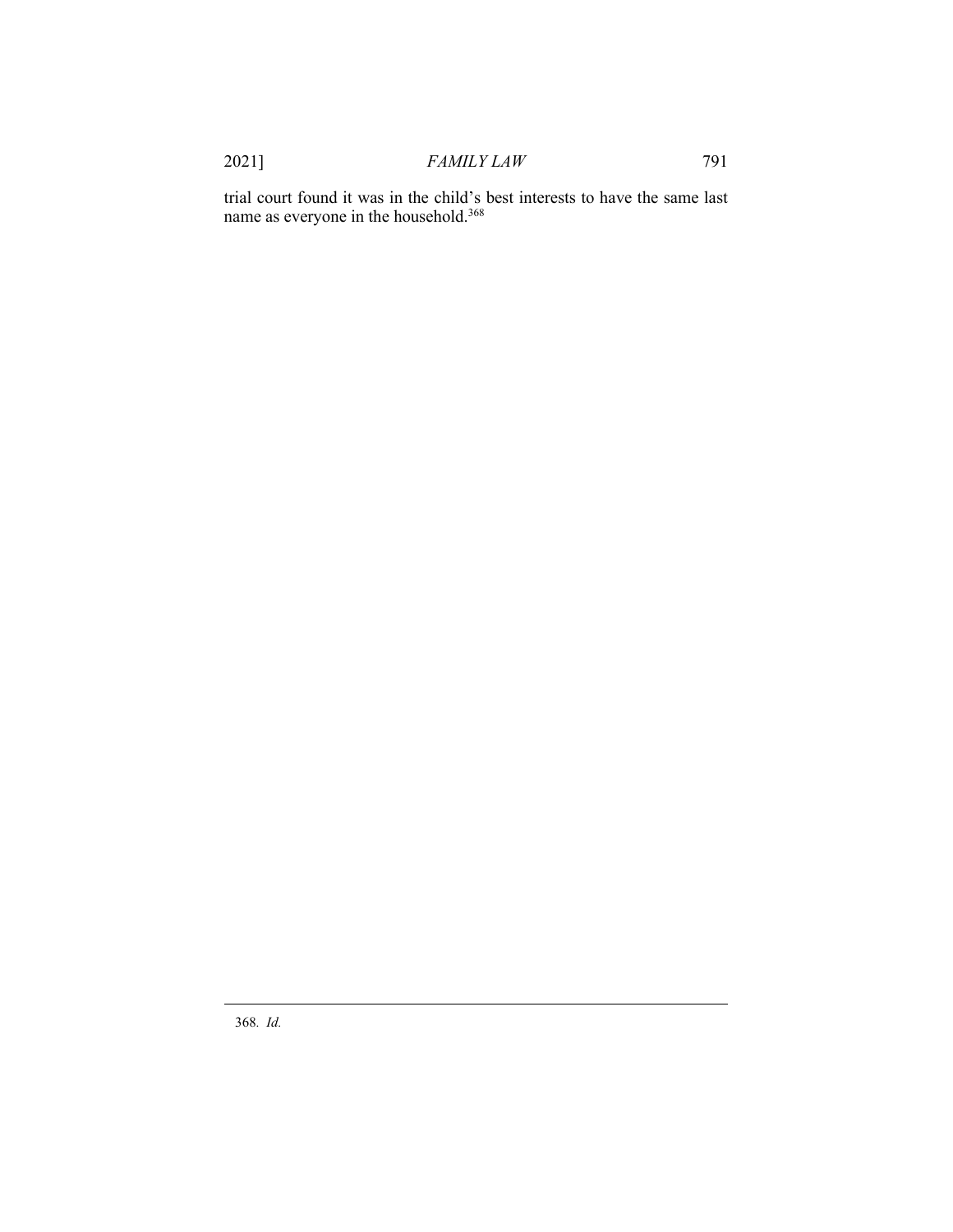trial court found it was in the child's best interests to have the same last name as everyone in the household.[368]

---

368. *Id.*